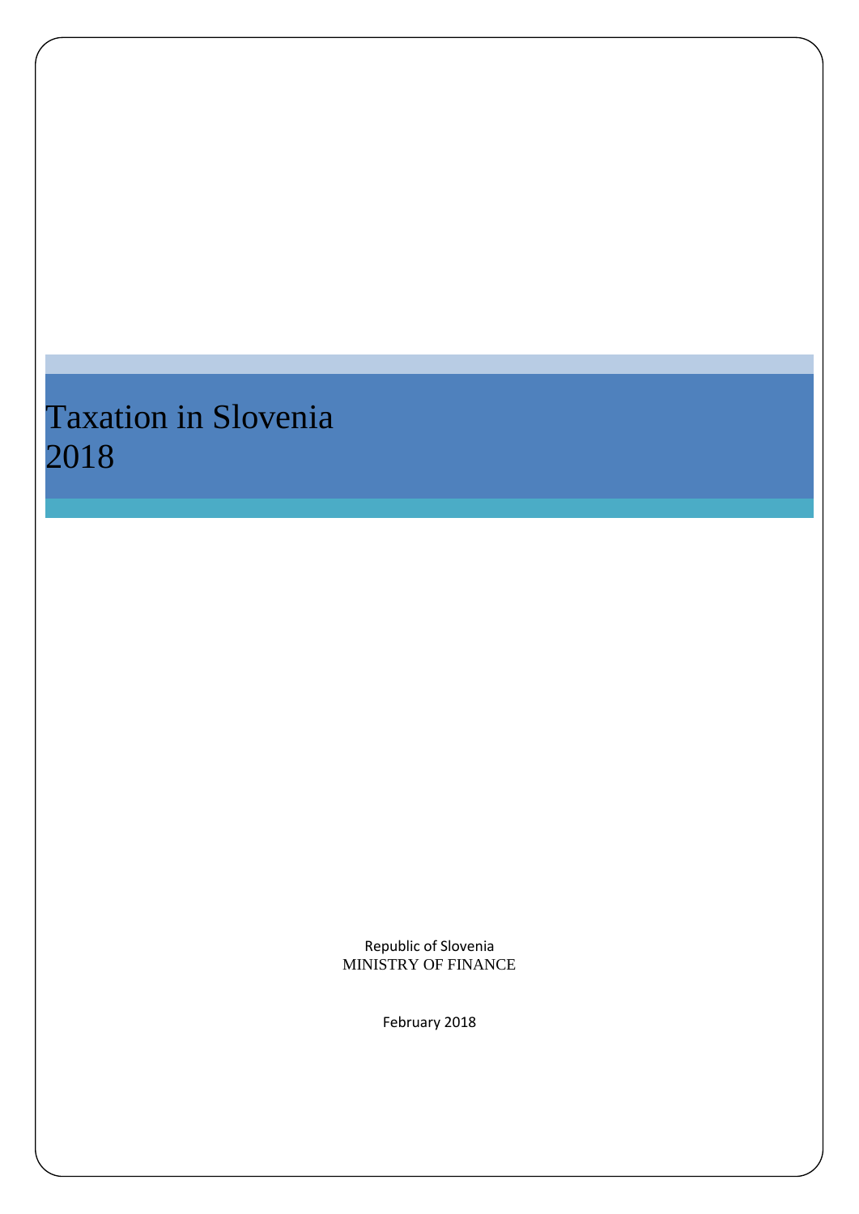# Taxation in Slovenia 2018

Republic of Slovenia
MINISTRY OF FINANCE

February 2018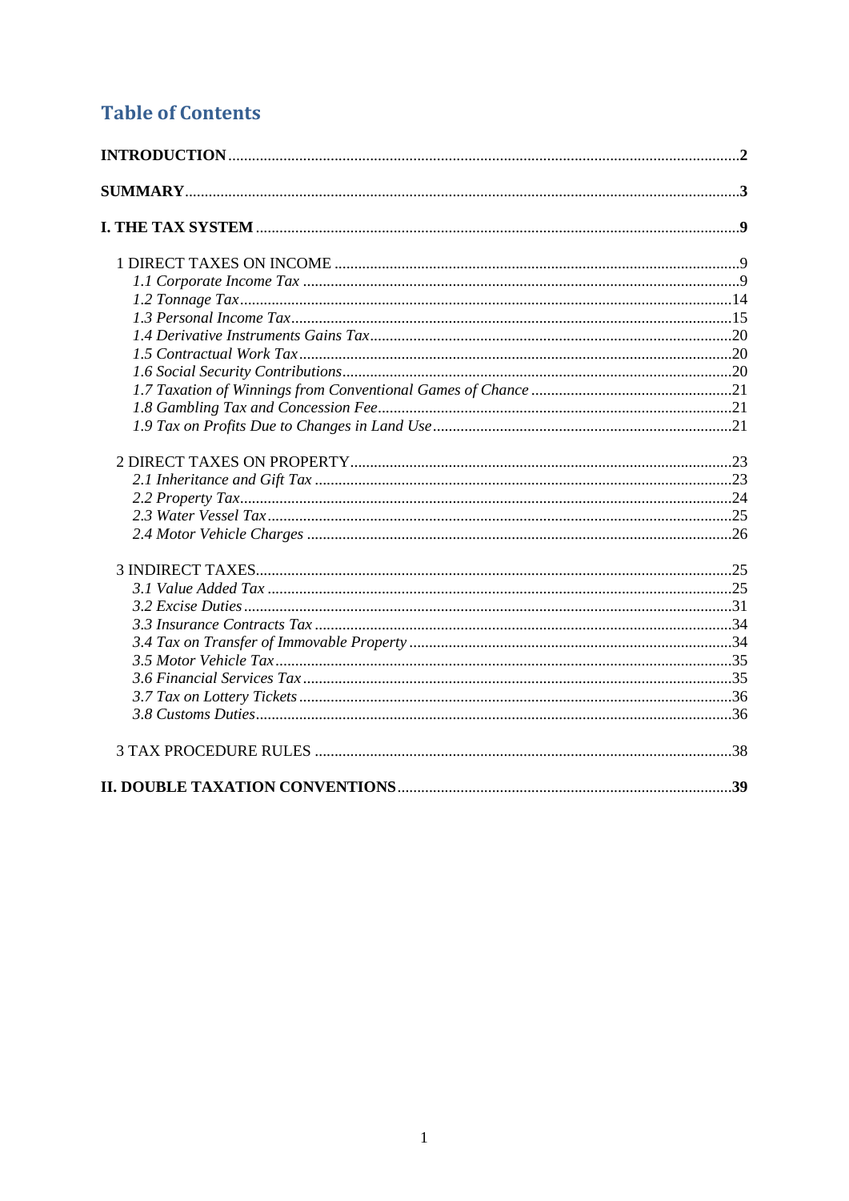# Table of Contents

**INTRODUCTION** .......... **2**

**SUMMARY** .......... **3**

**I. THE TAX SYSTEM** .......... **9**

1 DIRECT TAXES ON INCOME .......... 9
- *1.1 Corporate Income Tax* .......... 9
- *1.2 Tonnage Tax* .......... 14
- *1.3 Personal Income Tax* .......... 15
- *1.4 Derivative Instruments Gains Tax* .......... 20
- *1.5 Contractual Work Tax* .......... 20
- *1.6 Social Security Contributions* .......... 20
- *1.7 Taxation of Winnings from Conventional Games of Chance* .......... 21
- *1.8 Gambling Tax and Concession Fee* .......... 21
- *1.9 Tax on Profits Due to Changes in Land Use* .......... 21

2 DIRECT TAXES ON PROPERTY .......... 23
- *2.1 Inheritance and Gift Tax* .......... 23
- *2.2 Property Tax* .......... 24
- *2.3 Water Vessel Tax* .......... 25
- *2.4 Motor Vehicle Charges* .......... 26

3 INDIRECT TAXES .......... 25
- *3.1 Value Added Tax* .......... 25
- *3.2 Excise Duties* .......... 31
- *3.3 Insurance Contracts Tax* .......... 34
- *3.4 Tax on Transfer of Immovable Property* .......... 34
- *3.5 Motor Vehicle Tax* .......... 35
- *3.6 Financial Services Tax* .......... 35
- *3.7 Tax on Lottery Tickets* .......... 36
- *3.8 Customs Duties* .......... 36

3 TAX PROCEDURE RULES .......... 38

**II. DOUBLE TAXATION CONVENTIONS** .......... **39**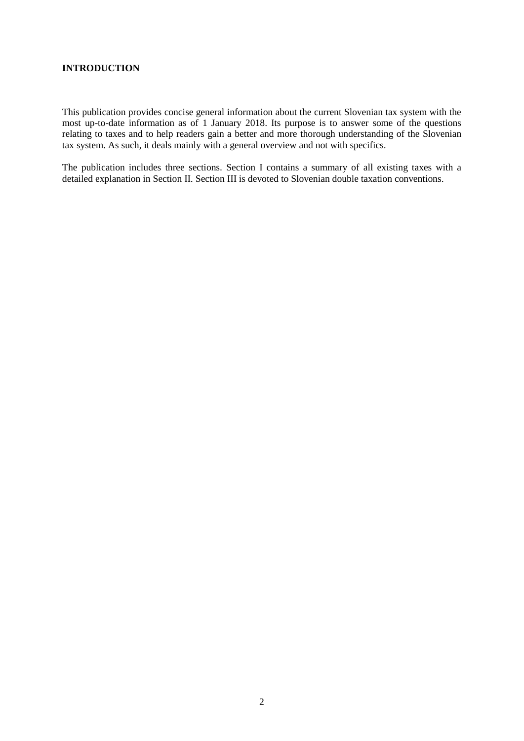**INTRODUCTION**

This publication provides concise general information about the current Slovenian tax system with the most up-to-date information as of 1 January 2018. Its purpose is to answer some of the questions relating to taxes and to help readers gain a better and more thorough understanding of the Slovenian tax system. As such, it deals mainly with a general overview and not with specifics.

The publication includes three sections. Section I contains a summary of all existing taxes with a detailed explanation in Section II. Section III is devoted to Slovenian double taxation conventions.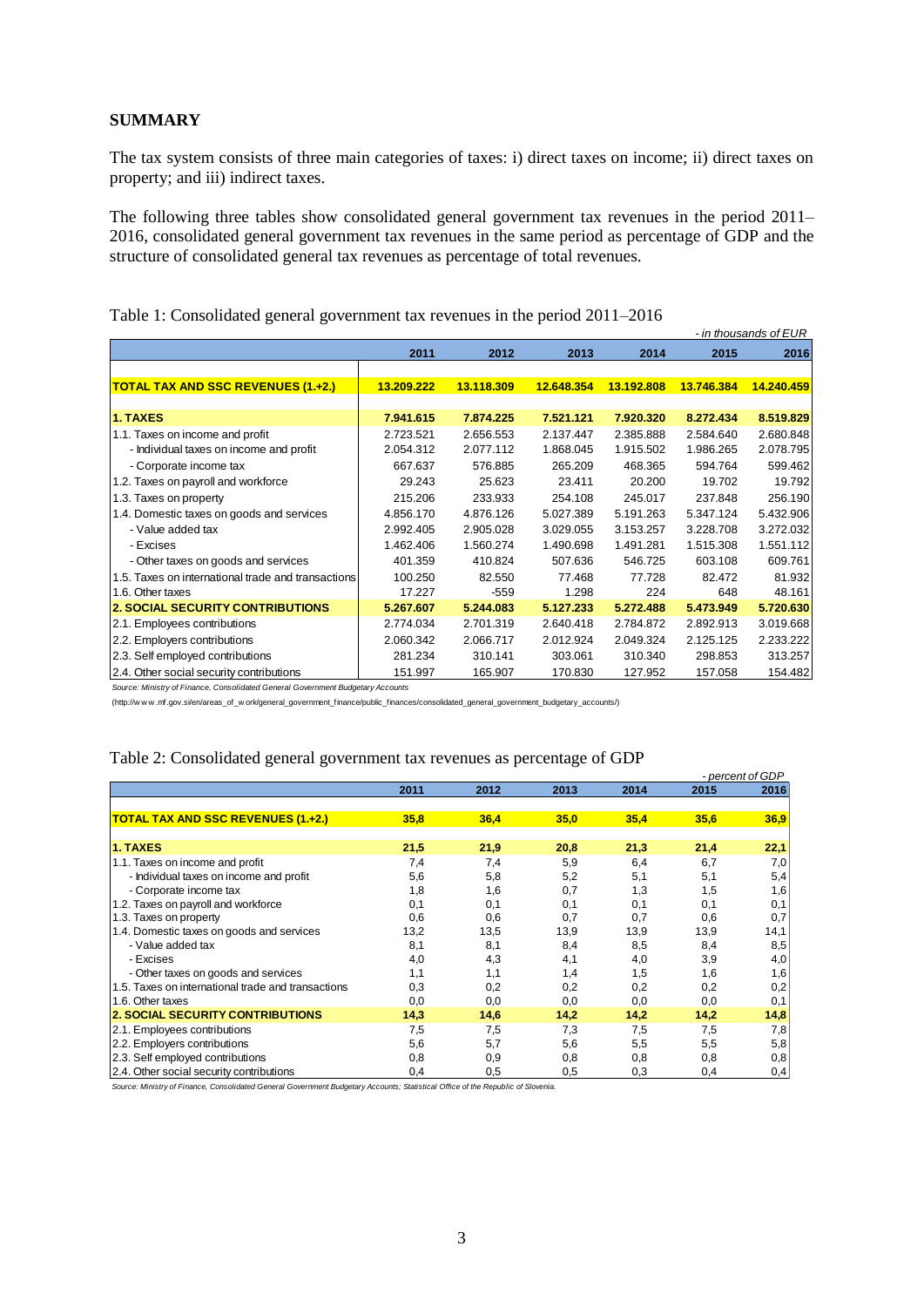**SUMMARY**

The tax system consists of three main categories of taxes: i) direct taxes on income; ii) direct taxes on property; and iii) indirect taxes.

The following three tables show consolidated general government tax revenues in the period 2011–2016, consolidated general government tax revenues in the same period as percentage of GDP and the structure of consolidated general tax revenues as percentage of total revenues.

Table 1: Consolidated general government tax revenues in the period 2011–2016

*- in thousands of EUR*

| | 2011 | 2012 | 2013 | 2014 | 2015 | 2016 |
|---|---|---|---|---|---|---|
| **TOTAL TAX AND SSC REVENUES (1.+2.)** | **13.209.222** | **13.118.309** | **12.648.354** | **13.192.808** | **13.746.384** | **14.240.459** |
| **1. TAXES** | **7.941.615** | **7.874.225** | **7.521.121** | **7.920.320** | **8.272.434** | **8.519.829** |
| 1.1. Taxes on income and profit | 2.723.521 | 2.656.553 | 2.137.447 | 2.385.888 | 2.584.640 | 2.680.848 |
| - Individual taxes on income and profit | 2.054.312 | 2.077.112 | 1.868.045 | 1.915.502 | 1.986.265 | 2.078.795 |
| - Corporate income tax | 667.637 | 576.885 | 265.209 | 468.365 | 594.764 | 599.462 |
| 1.2. Taxes on payroll and workforce | 29.243 | 25.623 | 23.411 | 20.200 | 19.702 | 19.792 |
| 1.3. Taxes on property | 215.206 | 233.933 | 254.108 | 245.017 | 237.848 | 256.190 |
| 1.4. Domestic taxes on goods and services | 4.856.170 | 4.876.126 | 5.027.389 | 5.191.263 | 5.347.124 | 5.432.906 |
| - Value added tax | 2.992.405 | 2.905.028 | 3.029.055 | 3.153.257 | 3.228.708 | 3.272.032 |
| - Excises | 1.462.406 | 1.560.274 | 1.490.698 | 1.491.281 | 1.515.308 | 1.551.112 |
| - Other taxes on goods and services | 401.359 | 410.824 | 507.636 | 546.725 | 603.108 | 609.761 |
| 1.5. Taxes on international trade and transactions | 100.250 | 82.550 | 77.468 | 77.728 | 82.472 | 81.932 |
| 1.6. Other taxes | 17.227 | -559 | 1.298 | 224 | 648 | 48.161 |
| **2. SOCIAL SECURITY CONTRIBUTIONS** | **5.267.607** | **5.244.083** | **5.127.233** | **5.272.488** | **5.473.949** | **5.720.630** |
| 2.1. Employees contributions | 2.774.034 | 2.701.319 | 2.640.418 | 2.784.872 | 2.892.913 | 3.019.668 |
| 2.2. Employers contributions | 2.060.342 | 2.066.717 | 2.012.924 | 2.049.324 | 2.125.125 | 2.233.222 |
| 2.3. Self employed contributions | 281.234 | 310.141 | 303.061 | 310.340 | 298.853 | 313.257 |
| 2.4. Other social security contributions | 151.997 | 165.907 | 170.830 | 127.952 | 157.058 | 154.482 |

*Source: Ministry of Finance, Consolidated General Government Budgetary Accounts*

(http://www.mf.gov.si/en/areas_of_work/general_government_finance/public_finances/consolidated_general_government_budgetary_accounts/)

Table 2: Consolidated general government tax revenues as percentage of GDP

*- percent of GDP*

| | 2011 | 2012 | 2013 | 2014 | 2015 | 2016 |
|---|---|---|---|---|---|---|
| **TOTAL TAX AND SSC REVENUES (1.+2.)** | **35,8** | **36,4** | **35,0** | **35,4** | **35,6** | **36,9** |
| **1. TAXES** | **21,5** | **21,9** | **20,8** | **21,3** | **21,4** | **22,1** |
| 1.1. Taxes on income and profit | 7,4 | 7,4 | 5,9 | 6,4 | 6,7 | 7,0 |
| - Individual taxes on income and profit | 5,6 | 5,8 | 5,2 | 5,1 | 5,1 | 5,4 |
| - Corporate income tax | 1,8 | 1,6 | 0,7 | 1,3 | 1,5 | 1,6 |
| 1.2. Taxes on payroll and workforce | 0,1 | 0,1 | 0,1 | 0,1 | 0,1 | 0,1 |
| 1.3. Taxes on property | 0,6 | 0,6 | 0,7 | 0,7 | 0,6 | 0,7 |
| 1.4. Domestic taxes on goods and services | 13,2 | 13,5 | 13,9 | 13,9 | 13,9 | 14,1 |
| - Value added tax | 8,1 | 8,1 | 8,4 | 8,5 | 8,4 | 8,5 |
| - Excises | 4,0 | 4,3 | 4,1 | 4,0 | 3,9 | 4,0 |
| - Other taxes on goods and services | 1,1 | 1,1 | 1,4 | 1,5 | 1,6 | 1,6 |
| 1.5. Taxes on international trade and transactions | 0,3 | 0,2 | 0,2 | 0,2 | 0,2 | 0,2 |
| 1.6. Other taxes | 0,0 | 0,0 | 0,0 | 0,0 | 0,0 | 0,1 |
| **2. SOCIAL SECURITY CONTRIBUTIONS** | **14,3** | **14,6** | **14,2** | **14,2** | **14,2** | **14,8** |
| 2.1. Employees contributions | 7,5 | 7,5 | 7,3 | 7,5 | 7,5 | 7,8 |
| 2.2. Employers contributions | 5,6 | 5,7 | 5,6 | 5,5 | 5,5 | 5,8 |
| 2.3. Self employed contributions | 0,8 | 0,9 | 0,8 | 0,8 | 0,8 | 0,8 |
| 2.4. Other social security contributions | 0,4 | 0,5 | 0,5 | 0,3 | 0,4 | 0,4 |

*Source: Ministry of Finance, Consolidated General Government Budgetary Accounts; Statistical Office of the Republic of Slovenia.*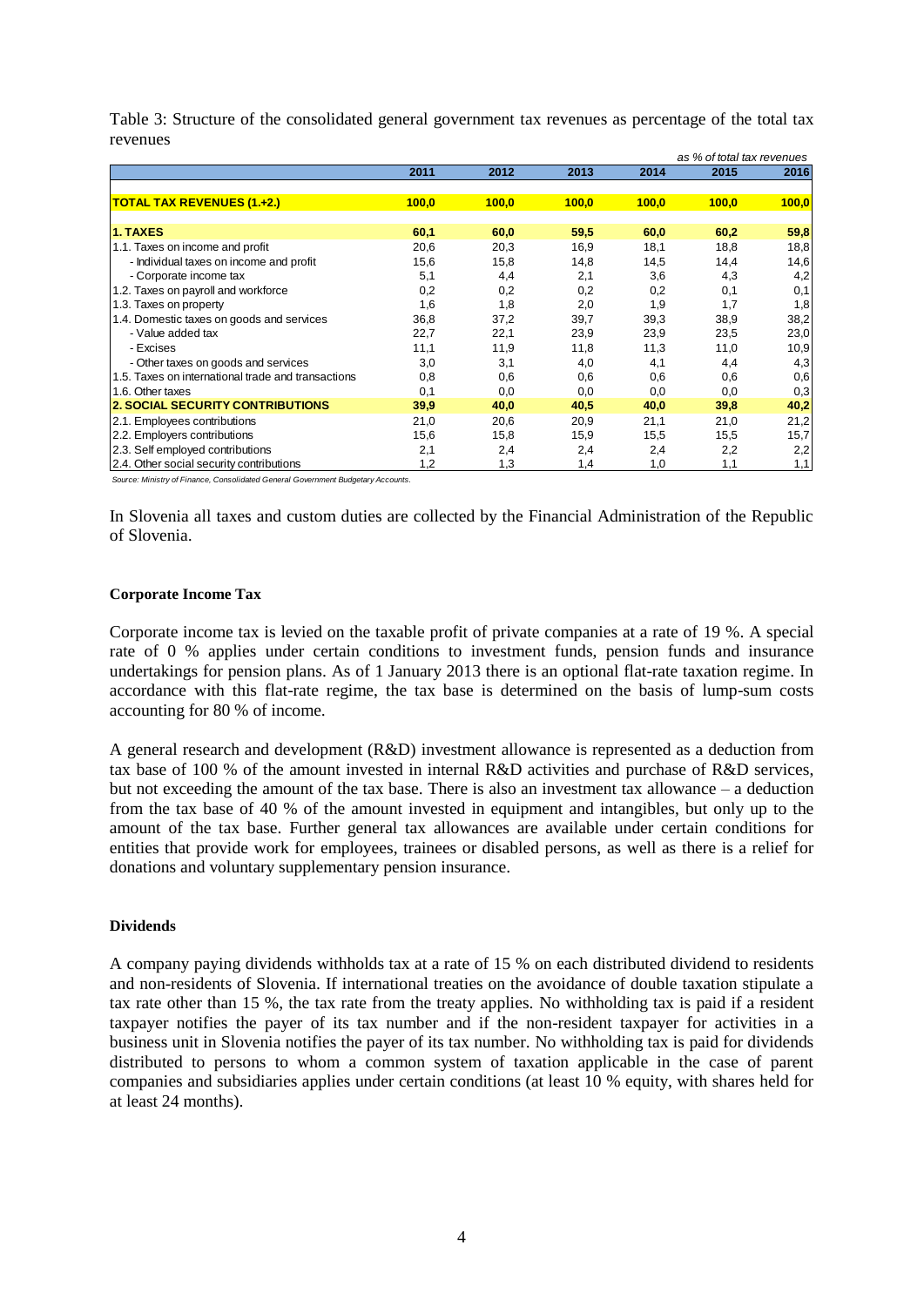Table 3: Structure of the consolidated general government tax revenues as percentage of the total tax revenues

*as % of total tax revenues*

| | 2011 | 2012 | 2013 | 2014 | 2015 | 2016 |
|---|---|---|---|---|---|---|
| **TOTAL TAX REVENUES (1.+2.)** | **100,0** | **100,0** | **100,0** | **100,0** | **100,0** | **100,0** |
| **1. TAXES** | **60,1** | **60,0** | **59,5** | **60,0** | **60,2** | **59,8** |
| 1.1. Taxes on income and profit | 20,6 | 20,3 | 16,9 | 18,1 | 18,8 | 18,8 |
| - Individual taxes on income and profit | 15,6 | 15,8 | 14,8 | 14,5 | 14,4 | 14,6 |
| - Corporate income tax | 5,1 | 4,4 | 2,1 | 3,6 | 4,3 | 4,2 |
| 1.2. Taxes on payroll and workforce | 0,2 | 0,2 | 0,2 | 0,2 | 0,1 | 0,1 |
| 1.3. Taxes on property | 1,6 | 1,8 | 2,0 | 1,9 | 1,7 | 1,8 |
| 1.4. Domestic taxes on goods and services | 36,8 | 37,2 | 39,7 | 39,3 | 38,9 | 38,2 |
| - Value added tax | 22,7 | 22,1 | 23,9 | 23,9 | 23,5 | 23,0 |
| - Excises | 11,1 | 11,9 | 11,8 | 11,3 | 11,0 | 10,9 |
| - Other taxes on goods and services | 3,0 | 3,1 | 4,0 | 4,1 | 4,4 | 4,3 |
| 1.5. Taxes on international trade and transactions | 0,8 | 0,6 | 0,6 | 0,6 | 0,6 | 0,6 |
| 1.6. Other taxes | 0,1 | 0,0 | 0,0 | 0,0 | 0,0 | 0,3 |
| **2. SOCIAL SECURITY CONTRIBUTIONS** | **39,9** | **40,0** | **40,5** | **40,0** | **39,8** | **40,2** |
| 2.1. Employees contributions | 21,0 | 20,6 | 20,9 | 21,1 | 21,0 | 21,2 |
| 2.2. Employers contributions | 15,6 | 15,8 | 15,9 | 15,5 | 15,5 | 15,7 |
| 2.3. Self employed contributions | 2,1 | 2,4 | 2,4 | 2,4 | 2,2 | 2,2 |
| 2.4. Other social security contributions | 1,2 | 1,3 | 1,4 | 1,0 | 1,1 | 1,1 |

*Source: Ministry of Finance, Consolidated General Government Budgetary Accounts.*

In Slovenia all taxes and custom duties are collected by the Financial Administration of the Republic of Slovenia.

**Corporate Income Tax**

Corporate income tax is levied on the taxable profit of private companies at a rate of 19 %. A special rate of 0 % applies under certain conditions to investment funds, pension funds and insurance undertakings for pension plans. As of 1 January 2013 there is an optional flat-rate taxation regime. In accordance with this flat-rate regime, the tax base is determined on the basis of lump-sum costs accounting for 80 % of income.

A general research and development (R&D) investment allowance is represented as a deduction from tax base of 100 % of the amount invested in internal R&D activities and purchase of R&D services, but not exceeding the amount of the tax base. There is also an investment tax allowance – a deduction from the tax base of 40 % of the amount invested in equipment and intangibles, but only up to the amount of the tax base. Further general tax allowances are available under certain conditions for entities that provide work for employees, trainees or disabled persons, as well as there is a relief for donations and voluntary supplementary pension insurance.

**Dividends**

A company paying dividends withholds tax at a rate of 15 % on each distributed dividend to residents and non-residents of Slovenia. If international treaties on the avoidance of double taxation stipulate a tax rate other than 15 %, the tax rate from the treaty applies. No withholding tax is paid if a resident taxpayer notifies the payer of its tax number and if the non-resident taxpayer for activities in a business unit in Slovenia notifies the payer of its tax number. No withholding tax is paid for dividends distributed to persons to whom a common system of taxation applicable in the case of parent companies and subsidiaries applies under certain conditions (at least 10 % equity, with shares held for at least 24 months).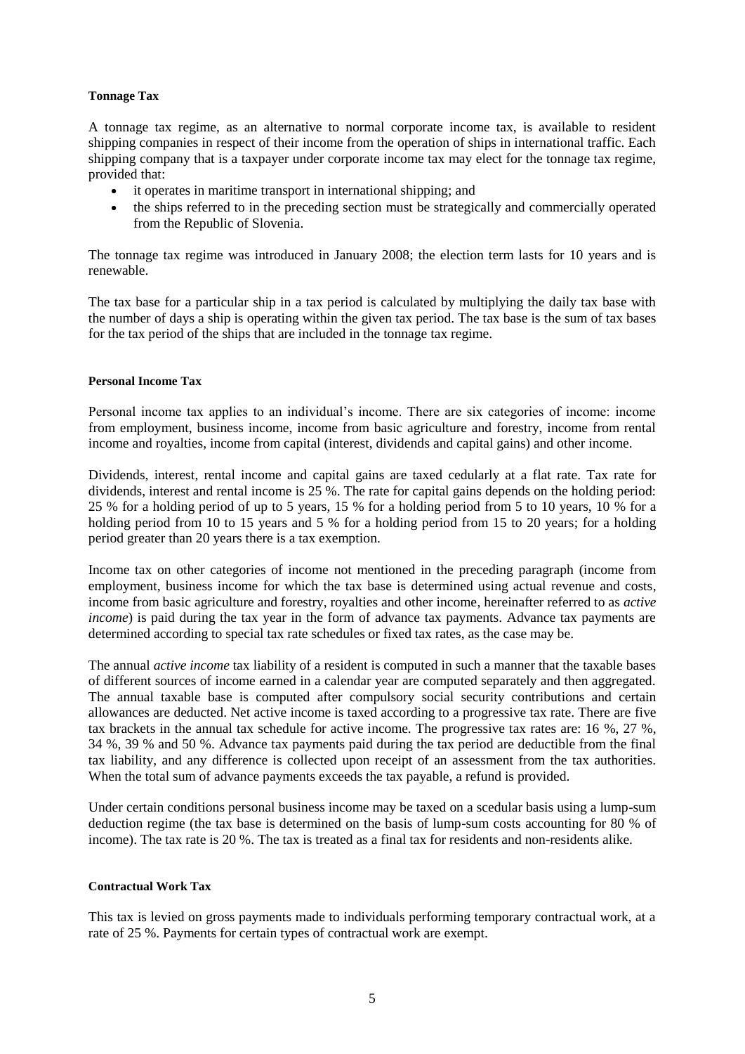#### Tonnage Tax

A tonnage tax regime, as an alternative to normal corporate income tax, is available to resident shipping companies in respect of their income from the operation of ships in international traffic. Each shipping company that is a taxpayer under corporate income tax may elect for the tonnage tax regime, provided that:

- it operates in maritime transport in international shipping; and
- the ships referred to in the preceding section must be strategically and commercially operated from the Republic of Slovenia.

The tonnage tax regime was introduced in January 2008; the election term lasts for 10 years and is renewable.

The tax base for a particular ship in a tax period is calculated by multiplying the daily tax base with the number of days a ship is operating within the given tax period. The tax base is the sum of tax bases for the tax period of the ships that are included in the tonnage tax regime.

#### Personal Income Tax

Personal income tax applies to an individual's income. There are six categories of income: income from employment, business income, income from basic agriculture and forestry, income from rental income and royalties, income from capital (interest, dividends and capital gains) and other income.

Dividends, interest, rental income and capital gains are taxed cedularly at a flat rate. Tax rate for dividends, interest and rental income is 25 %. The rate for capital gains depends on the holding period: 25 % for a holding period of up to 5 years, 15 % for a holding period from 5 to 10 years, 10 % for a holding period from 10 to 15 years and 5 % for a holding period from 15 to 20 years; for a holding period greater than 20 years there is a tax exemption.

Income tax on other categories of income not mentioned in the preceding paragraph (income from employment, business income for which the tax base is determined using actual revenue and costs, income from basic agriculture and forestry, royalties and other income, hereinafter referred to as *active income*) is paid during the tax year in the form of advance tax payments. Advance tax payments are determined according to special tax rate schedules or fixed tax rates, as the case may be.

The annual *active income* tax liability of a resident is computed in such a manner that the taxable bases of different sources of income earned in a calendar year are computed separately and then aggregated. The annual taxable base is computed after compulsory social security contributions and certain allowances are deducted. Net active income is taxed according to a progressive tax rate. There are five tax brackets in the annual tax schedule for active income. The progressive tax rates are: 16 %, 27 %, 34 %, 39 % and 50 %. Advance tax payments paid during the tax period are deductible from the final tax liability, and any difference is collected upon receipt of an assessment from the tax authorities. When the total sum of advance payments exceeds the tax payable, a refund is provided.

Under certain conditions personal business income may be taxed on a scedular basis using a lump-sum deduction regime (the tax base is determined on the basis of lump-sum costs accounting for 80 % of income). The tax rate is 20 %. The tax is treated as a final tax for residents and non-residents alike.

#### Contractual Work Tax

This tax is levied on gross payments made to individuals performing temporary contractual work, at a rate of 25 %. Payments for certain types of contractual work are exempt.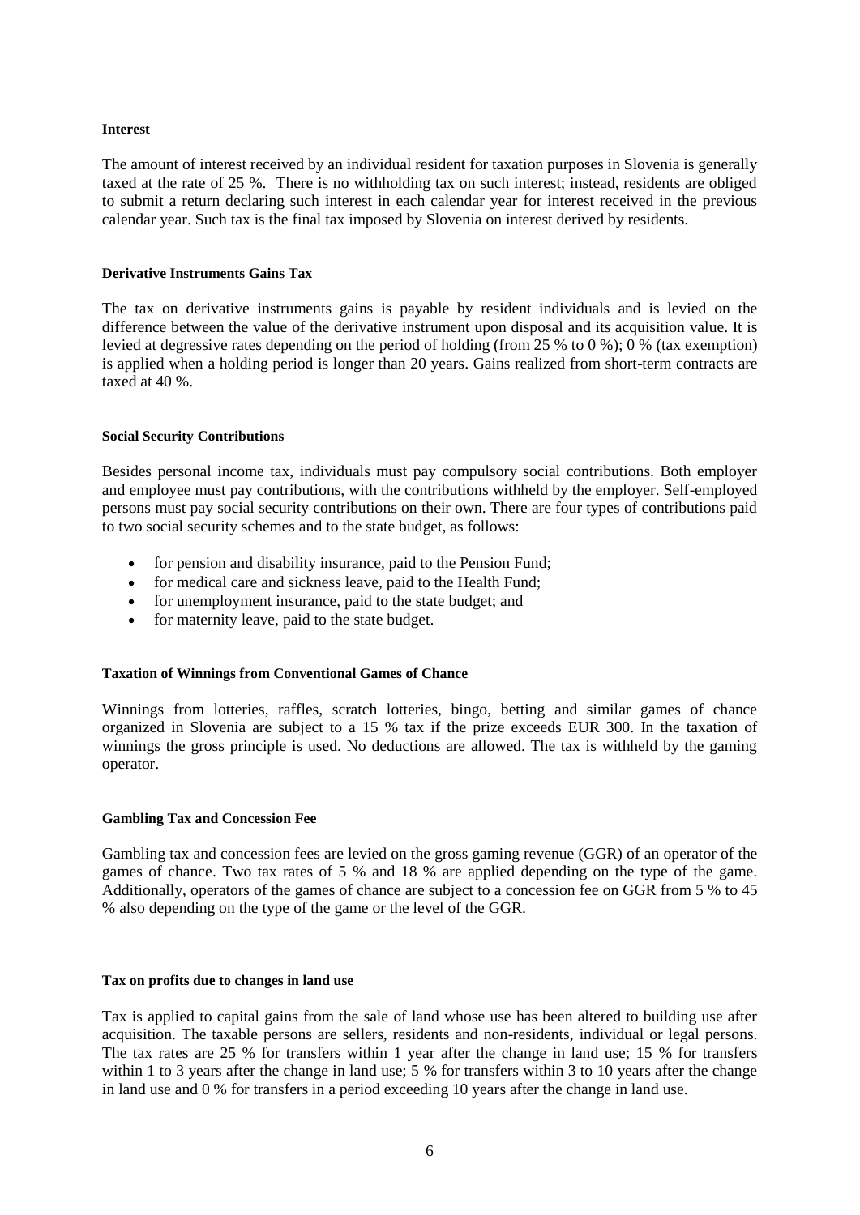**Interest**

The amount of interest received by an individual resident for taxation purposes in Slovenia is generally taxed at the rate of 25 %. There is no withholding tax on such interest; instead, residents are obliged to submit a return declaring such interest in each calendar year for interest received in the previous calendar year. Such tax is the final tax imposed by Slovenia on interest derived by residents.

**Derivative Instruments Gains Tax**

The tax on derivative instruments gains is payable by resident individuals and is levied on the difference between the value of the derivative instrument upon disposal and its acquisition value. It is levied at degressive rates depending on the period of holding (from 25 % to 0 %); 0 % (tax exemption) is applied when a holding period is longer than 20 years. Gains realized from short-term contracts are taxed at 40 %.

**Social Security Contributions**

Besides personal income tax, individuals must pay compulsory social contributions. Both employer and employee must pay contributions, with the contributions withheld by the employer. Self-employed persons must pay social security contributions on their own. There are four types of contributions paid to two social security schemes and to the state budget, as follows:

- for pension and disability insurance, paid to the Pension Fund;
- for medical care and sickness leave, paid to the Health Fund;
- for unemployment insurance, paid to the state budget; and
- for maternity leave, paid to the state budget.

**Taxation of Winnings from Conventional Games of Chance**

Winnings from lotteries, raffles, scratch lotteries, bingo, betting and similar games of chance organized in Slovenia are subject to a 15 % tax if the prize exceeds EUR 300. In the taxation of winnings the gross principle is used. No deductions are allowed. The tax is withheld by the gaming operator.

**Gambling Tax and Concession Fee**

Gambling tax and concession fees are levied on the gross gaming revenue (GGR) of an operator of the games of chance. Two tax rates of 5 % and 18 % are applied depending on the type of the game. Additionally, operators of the games of chance are subject to a concession fee on GGR from 5 % to 45 % also depending on the type of the game or the level of the GGR.

**Tax on profits due to changes in land use**

Tax is applied to capital gains from the sale of land whose use has been altered to building use after acquisition. The taxable persons are sellers, residents and non-residents, individual or legal persons. The tax rates are 25 % for transfers within 1 year after the change in land use; 15 % for transfers within 1 to 3 years after the change in land use; 5 % for transfers within 3 to 10 years after the change in land use and 0 % for transfers in a period exceeding 10 years after the change in land use.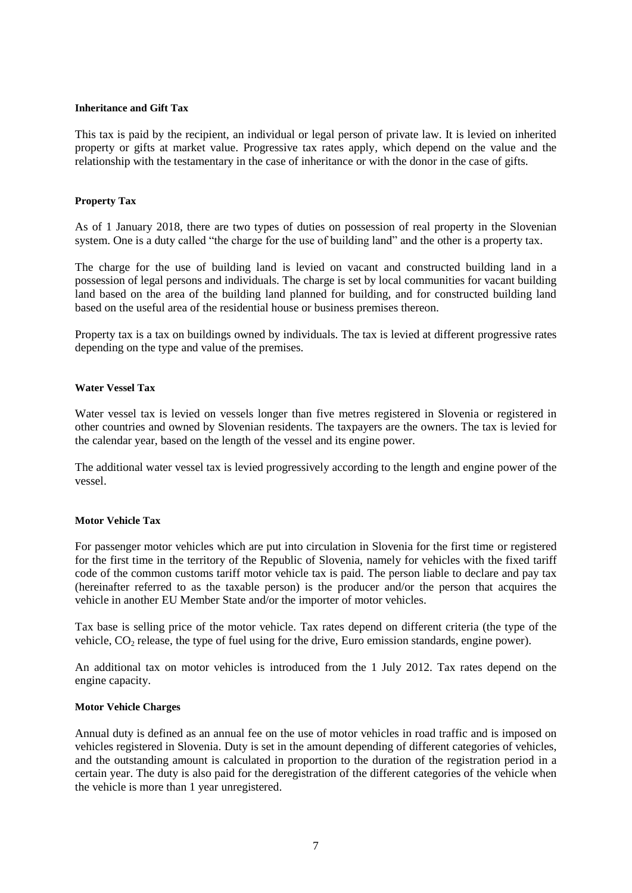**Inheritance and Gift Tax**

This tax is paid by the recipient, an individual or legal person of private law. It is levied on inherited property or gifts at market value. Progressive tax rates apply, which depend on the value and the relationship with the testamentary in the case of inheritance or with the donor in the case of gifts.

**Property Tax**

As of 1 January 2018, there are two types of duties on possession of real property in the Slovenian system. One is a duty called "the charge for the use of building land" and the other is a property tax.

The charge for the use of building land is levied on vacant and constructed building land in a possession of legal persons and individuals. The charge is set by local communities for vacant building land based on the area of the building land planned for building, and for constructed building land based on the useful area of the residential house or business premises thereon.

Property tax is a tax on buildings owned by individuals. The tax is levied at different progressive rates depending on the type and value of the premises.

**Water Vessel Tax**

Water vessel tax is levied on vessels longer than five metres registered in Slovenia or registered in other countries and owned by Slovenian residents. The taxpayers are the owners. The tax is levied for the calendar year, based on the length of the vessel and its engine power.

The additional water vessel tax is levied progressively according to the length and engine power of the vessel.

**Motor Vehicle Tax**

For passenger motor vehicles which are put into circulation in Slovenia for the first time or registered for the first time in the territory of the Republic of Slovenia, namely for vehicles with the fixed tariff code of the common customs tariff motor vehicle tax is paid. The person liable to declare and pay tax (hereinafter referred to as the taxable person) is the producer and/or the person that acquires the vehicle in another EU Member State and/or the importer of motor vehicles.

Tax base is selling price of the motor vehicle. Tax rates depend on different criteria (the type of the vehicle, $CO_2$ release, the type of fuel using for the drive, Euro emission standards, engine power).

An additional tax on motor vehicles is introduced from the 1 July 2012. Tax rates depend on the engine capacity.

**Motor Vehicle Charges**

Annual duty is defined as an annual fee on the use of motor vehicles in road traffic and is imposed on vehicles registered in Slovenia. Duty is set in the amount depending of different categories of vehicles, and the outstanding amount is calculated in proportion to the duration of the registration period in a certain year. The duty is also paid for the deregistration of the different categories of the vehicle when the vehicle is more than 1 year unregistered.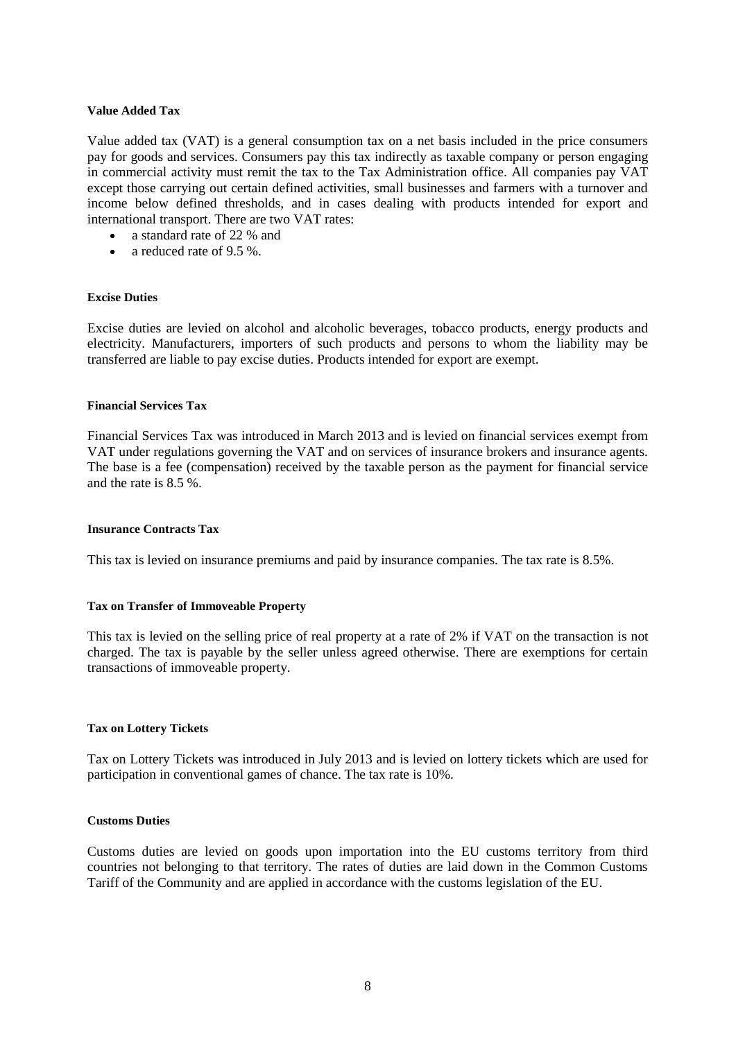**Value Added Tax**

Value added tax (VAT) is a general consumption tax on a net basis included in the price consumers pay for goods and services. Consumers pay this tax indirectly as taxable company or person engaging in commercial activity must remit the tax to the Tax Administration office. All companies pay VAT except those carrying out certain defined activities, small businesses and farmers with a turnover and income below defined thresholds, and in cases dealing with products intended for export and international transport. There are two VAT rates:

- a standard rate of 22 % and
- a reduced rate of 9.5 %.

**Excise Duties**

Excise duties are levied on alcohol and alcoholic beverages, tobacco products, energy products and electricity. Manufacturers, importers of such products and persons to whom the liability may be transferred are liable to pay excise duties. Products intended for export are exempt.

**Financial Services Tax**

Financial Services Tax was introduced in March 2013 and is levied on financial services exempt from VAT under regulations governing the VAT and on services of insurance brokers and insurance agents. The base is a fee (compensation) received by the taxable person as the payment for financial service and the rate is 8.5 %.

**Insurance Contracts Tax**

This tax is levied on insurance premiums and paid by insurance companies. The tax rate is 8.5%.

**Tax on Transfer of Immoveable Property**

This tax is levied on the selling price of real property at a rate of 2% if VAT on the transaction is not charged. The tax is payable by the seller unless agreed otherwise. There are exemptions for certain transactions of immoveable property.

**Tax on Lottery Tickets**

Tax on Lottery Tickets was introduced in July 2013 and is levied on lottery tickets which are used for participation in conventional games of chance. The tax rate is 10%.

**Customs Duties**

Customs duties are levied on goods upon importation into the EU customs territory from third countries not belonging to that territory. The rates of duties are laid down in the Common Customs Tariff of the Community and are applied in accordance with the customs legislation of the EU.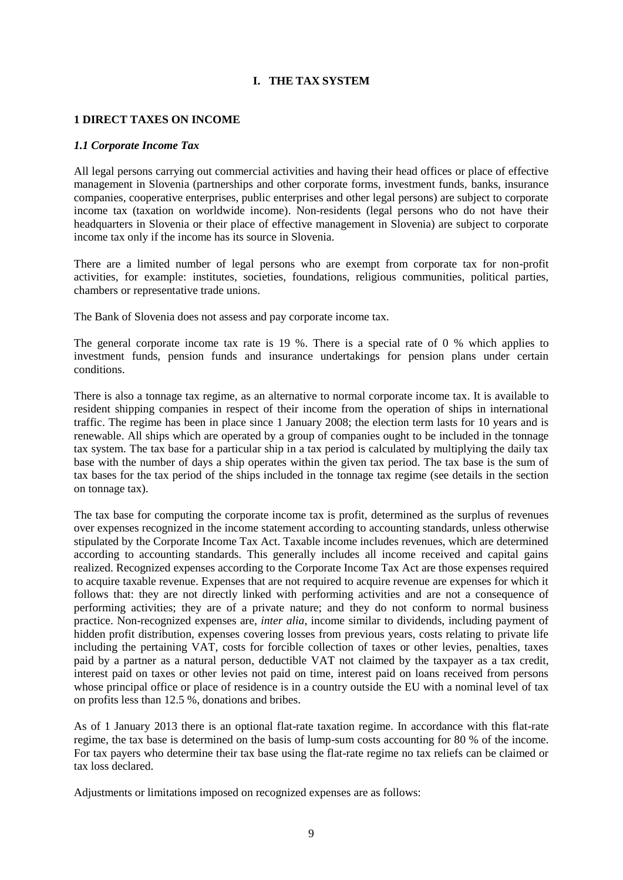# I. THE TAX SYSTEM

## 1 DIRECT TAXES ON INCOME

### *1.1 Corporate Income Tax*

All legal persons carrying out commercial activities and having their head offices or place of effective management in Slovenia (partnerships and other corporate forms, investment funds, banks, insurance companies, cooperative enterprises, public enterprises and other legal persons) are subject to corporate income tax (taxation on worldwide income). Non-residents (legal persons who do not have their headquarters in Slovenia or their place of effective management in Slovenia) are subject to corporate income tax only if the income has its source in Slovenia.

There are a limited number of legal persons who are exempt from corporate tax for non-profit activities, for example: institutes, societies, foundations, religious communities, political parties, chambers or representative trade unions.

The Bank of Slovenia does not assess and pay corporate income tax.

The general corporate income tax rate is 19 %. There is a special rate of 0 % which applies to investment funds, pension funds and insurance undertakings for pension plans under certain conditions.

There is also a tonnage tax regime, as an alternative to normal corporate income tax. It is available to resident shipping companies in respect of their income from the operation of ships in international traffic. The regime has been in place since 1 January 2008; the election term lasts for 10 years and is renewable. All ships which are operated by a group of companies ought to be included in the tonnage tax system. The tax base for a particular ship in a tax period is calculated by multiplying the daily tax base with the number of days a ship operates within the given tax period. The tax base is the sum of tax bases for the tax period of the ships included in the tonnage tax regime (see details in the section on tonnage tax).

The tax base for computing the corporate income tax is profit, determined as the surplus of revenues over expenses recognized in the income statement according to accounting standards, unless otherwise stipulated by the Corporate Income Tax Act. Taxable income includes revenues, which are determined according to accounting standards. This generally includes all income received and capital gains realized. Recognized expenses according to the Corporate Income Tax Act are those expenses required to acquire taxable revenue. Expenses that are not required to acquire revenue are expenses for which it follows that: they are not directly linked with performing activities and are not a consequence of performing activities; they are of a private nature; and they do not conform to normal business practice. Non-recognized expenses are, *inter alia*, income similar to dividends, including payment of hidden profit distribution, expenses covering losses from previous years, costs relating to private life including the pertaining VAT, costs for forcible collection of taxes or other levies, penalties, taxes paid by a partner as a natural person, deductible VAT not claimed by the taxpayer as a tax credit, interest paid on taxes or other levies not paid on time, interest paid on loans received from persons whose principal office or place of residence is in a country outside the EU with a nominal level of tax on profits less than 12.5 %, donations and bribes.

As of 1 January 2013 there is an optional flat-rate taxation regime. In accordance with this flat-rate regime, the tax base is determined on the basis of lump-sum costs accounting for 80 % of the income. For tax payers who determine their tax base using the flat-rate regime no tax reliefs can be claimed or tax loss declared.

Adjustments or limitations imposed on recognized expenses are as follows: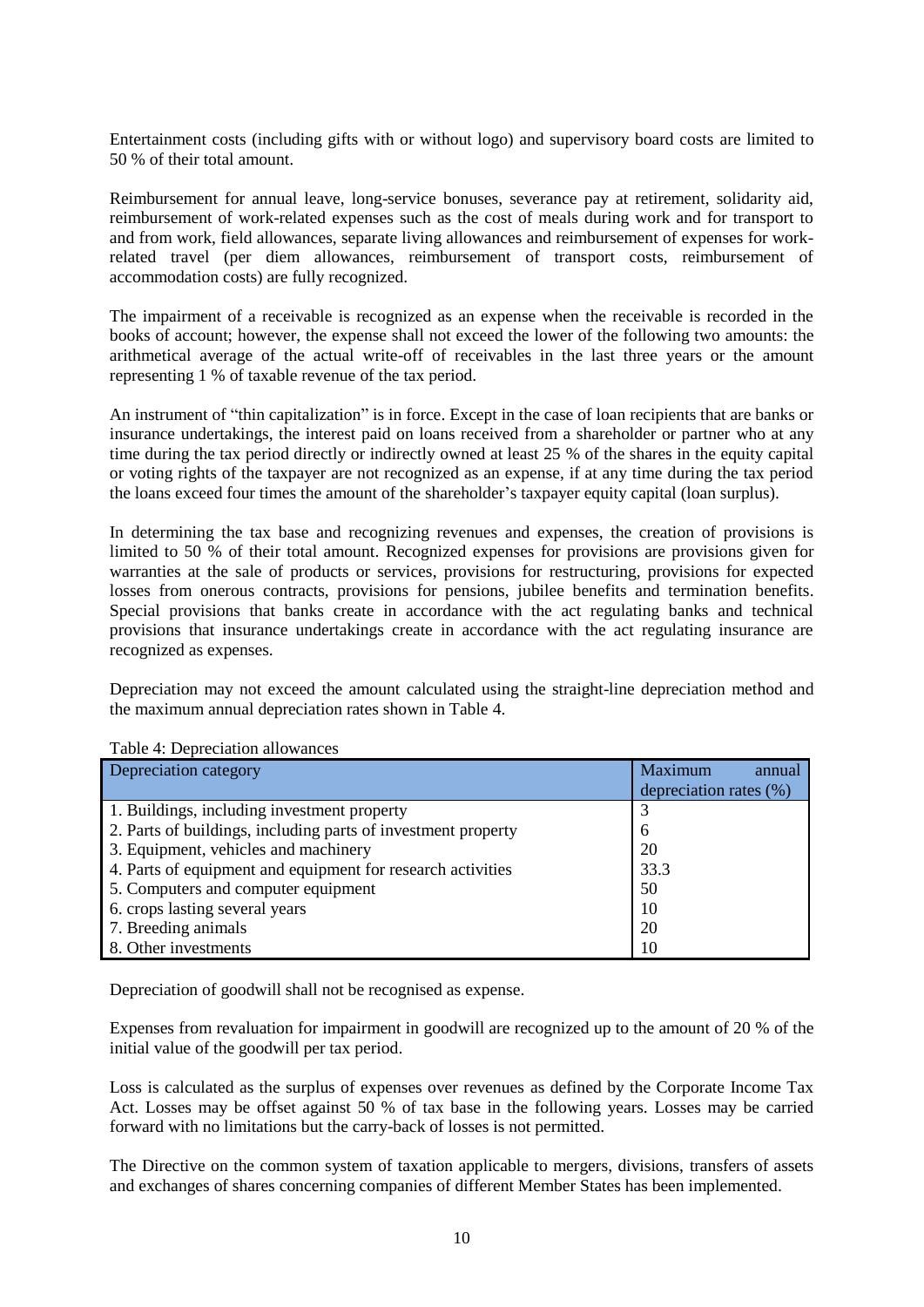Entertainment costs (including gifts with or without logo) and supervisory board costs are limited to 50 % of their total amount.

Reimbursement for annual leave, long-service bonuses, severance pay at retirement, solidarity aid, reimbursement of work-related expenses such as the cost of meals during work and for transport to and from work, field allowances, separate living allowances and reimbursement of expenses for work-related travel (per diem allowances, reimbursement of transport costs, reimbursement of accommodation costs) are fully recognized.

The impairment of a receivable is recognized as an expense when the receivable is recorded in the books of account; however, the expense shall not exceed the lower of the following two amounts: the arithmetical average of the actual write-off of receivables in the last three years or the amount representing 1 % of taxable revenue of the tax period.

An instrument of "thin capitalization" is in force. Except in the case of loan recipients that are banks or insurance undertakings, the interest paid on loans received from a shareholder or partner who at any time during the tax period directly or indirectly owned at least 25 % of the shares in the equity capital or voting rights of the taxpayer are not recognized as an expense, if at any time during the tax period the loans exceed four times the amount of the shareholder's taxpayer equity capital (loan surplus).

In determining the tax base and recognizing revenues and expenses, the creation of provisions is limited to 50 % of their total amount. Recognized expenses for provisions are provisions given for warranties at the sale of products or services, provisions for restructuring, provisions for expected losses from onerous contracts, provisions for pensions, jubilee benefits and termination benefits. Special provisions that banks create in accordance with the act regulating banks and technical provisions that insurance undertakings create in accordance with the act regulating insurance are recognized as expenses.

Depreciation may not exceed the amount calculated using the straight-line depreciation method and the maximum annual depreciation rates shown in Table 4.

Table 4: Depreciation allowances

| Depreciation category | Maximum annual depreciation rates (%) |
|---|---|
| 1. Buildings, including investment property | 3 |
| 2. Parts of buildings, including parts of investment property | 6 |
| 3. Equipment, vehicles and machinery | 20 |
| 4. Parts of equipment and equipment for research activities | 33.3 |
| 5. Computers and computer equipment | 50 |
| 6. crops lasting several years | 10 |
| 7. Breeding animals | 20 |
| 8. Other investments | 10 |

Depreciation of goodwill shall not be recognised as expense.

Expenses from revaluation for impairment in goodwill are recognized up to the amount of 20 % of the initial value of the goodwill per tax period.

Loss is calculated as the surplus of expenses over revenues as defined by the Corporate Income Tax Act. Losses may be offset against 50 % of tax base in the following years. Losses may be carried forward with no limitations but the carry-back of losses is not permitted.

The Directive on the common system of taxation applicable to mergers, divisions, transfers of assets and exchanges of shares concerning companies of different Member States has been implemented.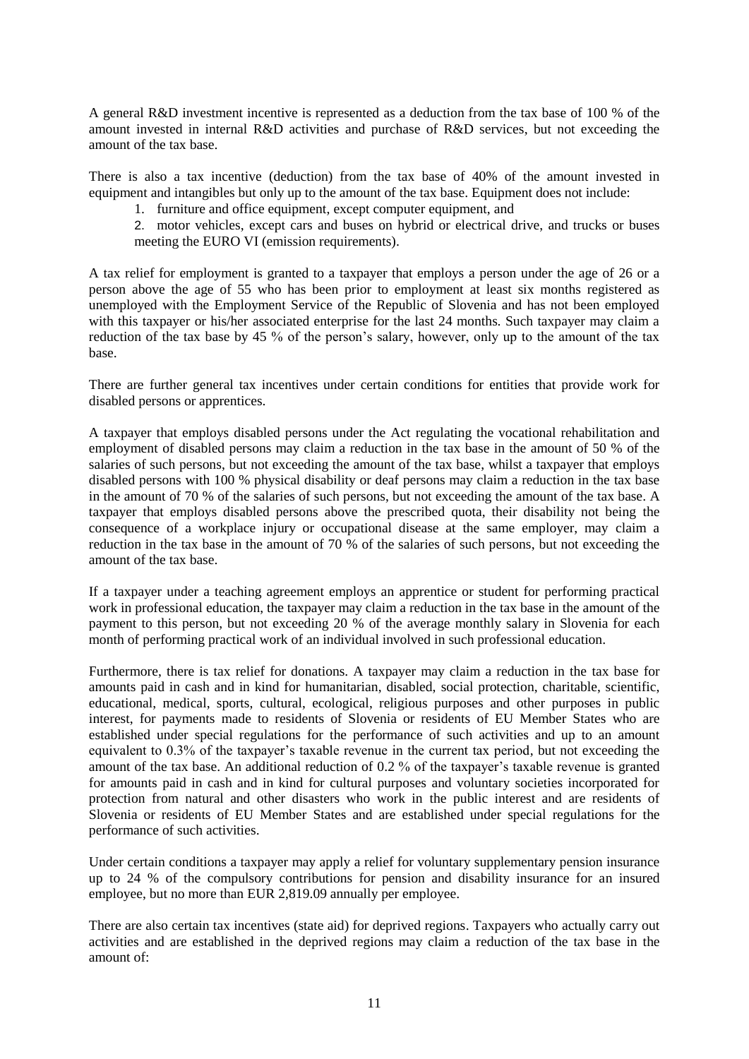A general R&D investment incentive is represented as a deduction from the tax base of 100 % of the amount invested in internal R&D activities and purchase of R&D services, but not exceeding the amount of the tax base.

There is also a tax incentive (deduction) from the tax base of 40% of the amount invested in equipment and intangibles but only up to the amount of the tax base. Equipment does not include:

1. furniture and office equipment, except computer equipment, and
2. motor vehicles, except cars and buses on hybrid or electrical drive, and trucks or buses meeting the EURO VI (emission requirements).

A tax relief for employment is granted to a taxpayer that employs a person under the age of 26 or a person above the age of 55 who has been prior to employment at least six months registered as unemployed with the Employment Service of the Republic of Slovenia and has not been employed with this taxpayer or his/her associated enterprise for the last 24 months. Such taxpayer may claim a reduction of the tax base by 45 % of the person's salary, however, only up to the amount of the tax base.

There are further general tax incentives under certain conditions for entities that provide work for disabled persons or apprentices.

A taxpayer that employs disabled persons under the Act regulating the vocational rehabilitation and employment of disabled persons may claim a reduction in the tax base in the amount of 50 % of the salaries of such persons, but not exceeding the amount of the tax base, whilst a taxpayer that employs disabled persons with 100 % physical disability or deaf persons may claim a reduction in the tax base in the amount of 70 % of the salaries of such persons, but not exceeding the amount of the tax base. A taxpayer that employs disabled persons above the prescribed quota, their disability not being the consequence of a workplace injury or occupational disease at the same employer, may claim a reduction in the tax base in the amount of 70 % of the salaries of such persons, but not exceeding the amount of the tax base.

If a taxpayer under a teaching agreement employs an apprentice or student for performing practical work in professional education, the taxpayer may claim a reduction in the tax base in the amount of the payment to this person, but not exceeding 20 % of the average monthly salary in Slovenia for each month of performing practical work of an individual involved in such professional education.

Furthermore, there is tax relief for donations. A taxpayer may claim a reduction in the tax base for amounts paid in cash and in kind for humanitarian, disabled, social protection, charitable, scientific, educational, medical, sports, cultural, ecological, religious purposes and other purposes in public interest, for payments made to residents of Slovenia or residents of EU Member States who are established under special regulations for the performance of such activities and up to an amount equivalent to 0.3% of the taxpayer's taxable revenue in the current tax period, but not exceeding the amount of the tax base. An additional reduction of 0.2 % of the taxpayer's taxable revenue is granted for amounts paid in cash and in kind for cultural purposes and voluntary societies incorporated for protection from natural and other disasters who work in the public interest and are residents of Slovenia or residents of EU Member States and are established under special regulations for the performance of such activities.

Under certain conditions a taxpayer may apply a relief for voluntary supplementary pension insurance up to 24 % of the compulsory contributions for pension and disability insurance for an insured employee, but no more than EUR 2,819.09 annually per employee.

There are also certain tax incentives (state aid) for deprived regions. Taxpayers who actually carry out activities and are established in the deprived regions may claim a reduction of the tax base in the amount of: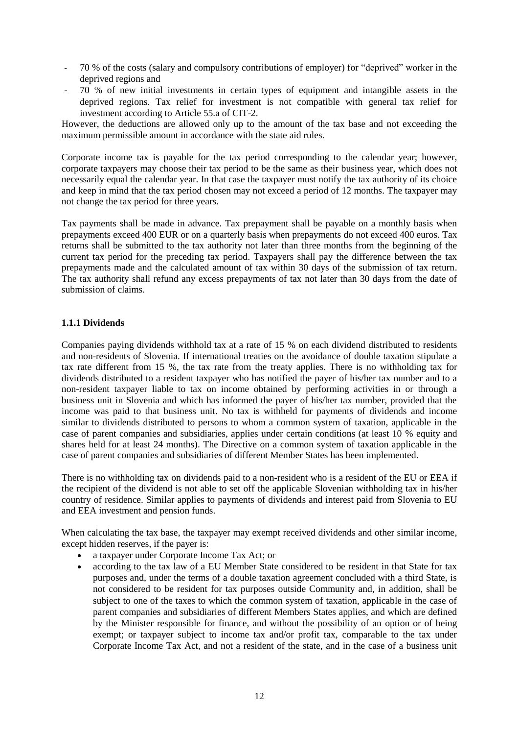- 70 % of the costs (salary and compulsory contributions of employer) for "deprived" worker in the deprived regions and
- 70 % of new initial investments in certain types of equipment and intangible assets in the deprived regions. Tax relief for investment is not compatible with general tax relief for investment according to Article 55.a of CIT-2.

However, the deductions are allowed only up to the amount of the tax base and not exceeding the maximum permissible amount in accordance with the state aid rules.

Corporate income tax is payable for the tax period corresponding to the calendar year; however, corporate taxpayers may choose their tax period to be the same as their business year, which does not necessarily equal the calendar year. In that case the taxpayer must notify the tax authority of its choice and keep in mind that the tax period chosen may not exceed a period of 12 months. The taxpayer may not change the tax period for three years.

Tax payments shall be made in advance. Tax prepayment shall be payable on a monthly basis when prepayments exceed 400 EUR or on a quarterly basis when prepayments do not exceed 400 euros. Tax returns shall be submitted to the tax authority not later than three months from the beginning of the current tax period for the preceding tax period. Taxpayers shall pay the difference between the tax prepayments made and the calculated amount of tax within 30 days of the submission of tax return. The tax authority shall refund any excess prepayments of tax not later than 30 days from the date of submission of claims.

### 1.1.1 Dividends

Companies paying dividends withhold tax at a rate of 15 % on each dividend distributed to residents and non-residents of Slovenia. If international treaties on the avoidance of double taxation stipulate a tax rate different from 15 %, the tax rate from the treaty applies. There is no withholding tax for dividends distributed to a resident taxpayer who has notified the payer of his/her tax number and to a non-resident taxpayer liable to tax on income obtained by performing activities in or through a business unit in Slovenia and which has informed the payer of his/her tax number, provided that the income was paid to that business unit. No tax is withheld for payments of dividends and income similar to dividends distributed to persons to whom a common system of taxation, applicable in the case of parent companies and subsidiaries, applies under certain conditions (at least 10 % equity and shares held for at least 24 months). The Directive on a common system of taxation applicable in the case of parent companies and subsidiaries of different Member States has been implemented.

There is no withholding tax on dividends paid to a non-resident who is a resident of the EU or EEA if the recipient of the dividend is not able to set off the applicable Slovenian withholding tax in his/her country of residence. Similar applies to payments of dividends and interest paid from Slovenia to EU and EEA investment and pension funds.

When calculating the tax base, the taxpayer may exempt received dividends and other similar income, except hidden reserves, if the payer is:

- a taxpayer under Corporate Income Tax Act; or
- according to the tax law of a EU Member State considered to be resident in that State for tax purposes and, under the terms of a double taxation agreement concluded with a third State, is not considered to be resident for tax purposes outside Community and, in addition, shall be subject to one of the taxes to which the common system of taxation, applicable in the case of parent companies and subsidiaries of different Members States applies, and which are defined by the Minister responsible for finance, and without the possibility of an option or of being exempt; or taxpayer subject to income tax and/or profit tax, comparable to the tax under Corporate Income Tax Act, and not a resident of the state, and in the case of a business unit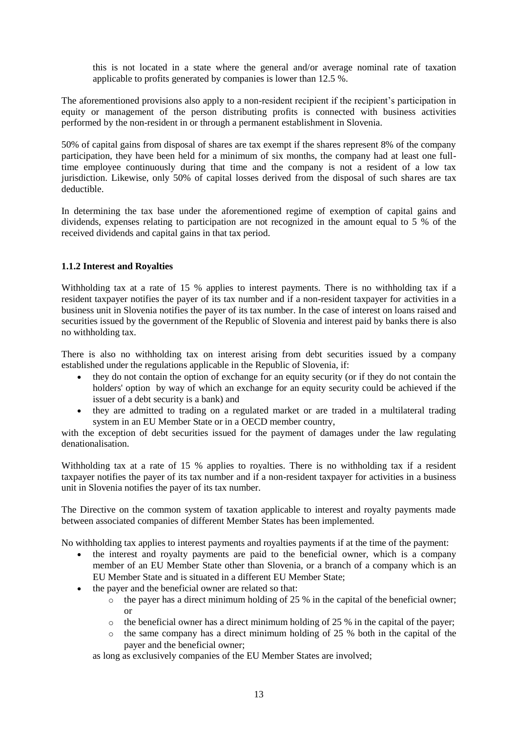this is not located in a state where the general and/or average nominal rate of taxation applicable to profits generated by companies is lower than 12.5 %.

The aforementioned provisions also apply to a non-resident recipient if the recipient's participation in equity or management of the person distributing profits is connected with business activities performed by the non-resident in or through a permanent establishment in Slovenia.

50% of capital gains from disposal of shares are tax exempt if the shares represent 8% of the company participation, they have been held for a minimum of six months, the company had at least one full-time employee continuously during that time and the company is not a resident of a low tax jurisdiction. Likewise, only 50% of capital losses derived from the disposal of such shares are tax deductible.

In determining the tax base under the aforementioned regime of exemption of capital gains and dividends, expenses relating to participation are not recognized in the amount equal to 5 % of the received dividends and capital gains in that tax period.

### 1.1.2 Interest and Royalties

Withholding tax at a rate of 15 % applies to interest payments. There is no withholding tax if a resident taxpayer notifies the payer of its tax number and if a non-resident taxpayer for activities in a business unit in Slovenia notifies the payer of its tax number. In the case of interest on loans raised and securities issued by the government of the Republic of Slovenia and interest paid by banks there is also no withholding tax.

There is also no withholding tax on interest arising from debt securities issued by a company established under the regulations applicable in the Republic of Slovenia, if:

- they do not contain the option of exchange for an equity security (or if they do not contain the holders' option by way of which an exchange for an equity security could be achieved if the issuer of a debt security is a bank) and
- they are admitted to trading on a regulated market or are traded in a multilateral trading system in an EU Member State or in a OECD member country,

with the exception of debt securities issued for the payment of damages under the law regulating denationalisation.

Withholding tax at a rate of 15 % applies to royalties. There is no withholding tax if a resident taxpayer notifies the payer of its tax number and if a non-resident taxpayer for activities in a business unit in Slovenia notifies the payer of its tax number.

The Directive on the common system of taxation applicable to interest and royalty payments made between associated companies of different Member States has been implemented.

No withholding tax applies to interest payments and royalties payments if at the time of the payment:

- the interest and royalty payments are paid to the beneficial owner, which is a company member of an EU Member State other than Slovenia, or a branch of a company which is an EU Member State and is situated in a different EU Member State;
- the payer and the beneficial owner are related so that:
  - the payer has a direct minimum holding of 25 % in the capital of the beneficial owner; or
  - the beneficial owner has a direct minimum holding of 25 % in the capital of the payer;
  - the same company has a direct minimum holding of 25 % both in the capital of the payer and the beneficial owner;

  as long as exclusively companies of the EU Member States are involved;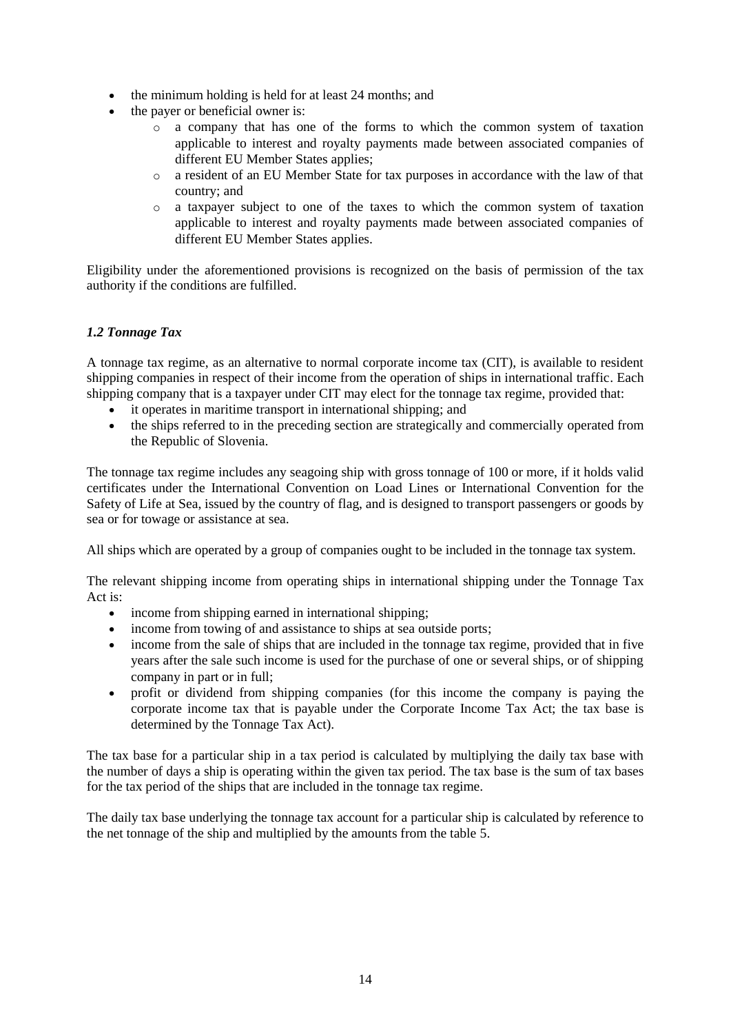- the minimum holding is held for at least 24 months; and
- the payer or beneficial owner is:
  - a company that has one of the forms to which the common system of taxation applicable to interest and royalty payments made between associated companies of different EU Member States applies;
  - a resident of an EU Member State for tax purposes in accordance with the law of that country; and
  - a taxpayer subject to one of the taxes to which the common system of taxation applicable to interest and royalty payments made between associated companies of different EU Member States applies.

Eligibility under the aforementioned provisions is recognized on the basis of permission of the tax authority if the conditions are fulfilled.

### *1.2 Tonnage Tax*

A tonnage tax regime, as an alternative to normal corporate income tax (CIT), is available to resident shipping companies in respect of their income from the operation of ships in international traffic. Each shipping company that is a taxpayer under CIT may elect for the tonnage tax regime, provided that:

- it operates in maritime transport in international shipping; and
- the ships referred to in the preceding section are strategically and commercially operated from the Republic of Slovenia.

The tonnage tax regime includes any seagoing ship with gross tonnage of 100 or more, if it holds valid certificates under the International Convention on Load Lines or International Convention for the Safety of Life at Sea, issued by the country of flag, and is designed to transport passengers or goods by sea or for towage or assistance at sea.

All ships which are operated by a group of companies ought to be included in the tonnage tax system.

The relevant shipping income from operating ships in international shipping under the Tonnage Tax Act is:

- income from shipping earned in international shipping;
- income from towing of and assistance to ships at sea outside ports;
- income from the sale of ships that are included in the tonnage tax regime, provided that in five years after the sale such income is used for the purchase of one or several ships, or of shipping company in part or in full;
- profit or dividend from shipping companies (for this income the company is paying the corporate income tax that is payable under the Corporate Income Tax Act; the tax base is determined by the Tonnage Tax Act).

The tax base for a particular ship in a tax period is calculated by multiplying the daily tax base with the number of days a ship is operating within the given tax period. The tax base is the sum of tax bases for the tax period of the ships that are included in the tonnage tax regime.

The daily tax base underlying the tonnage tax account for a particular ship is calculated by reference to the net tonnage of the ship and multiplied by the amounts from the table 5.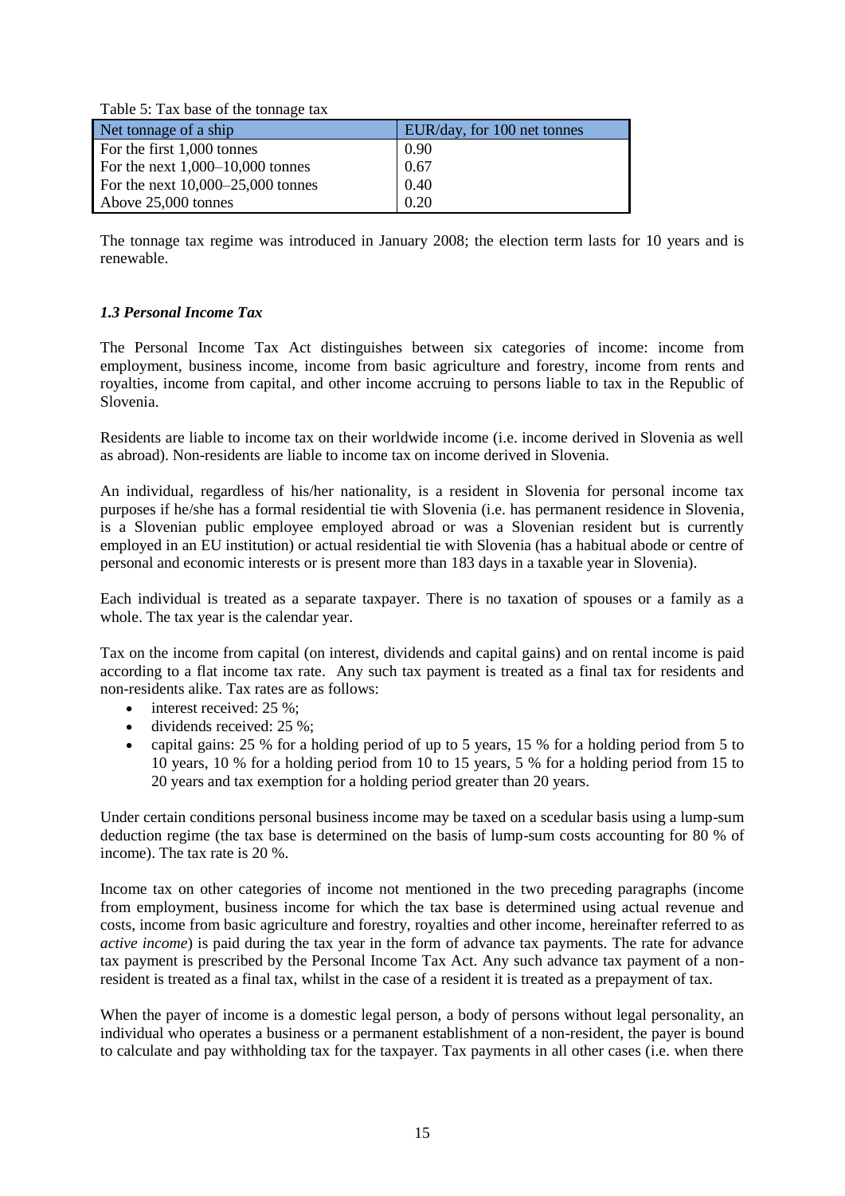Table 5: Tax base of the tonnage tax

| Net tonnage of a ship | EUR/day, for 100 net tonnes |
|---|---|
| For the first 1,000 tonnes | 0.90 |
| For the next 1,000–10,000 tonnes | 0.67 |
| For the next 10,000–25,000 tonnes | 0.40 |
| Above 25,000 tonnes | 0.20 |

The tonnage tax regime was introduced in January 2008; the election term lasts for 10 years and is renewable.

### *1.3 Personal Income Tax*

The Personal Income Tax Act distinguishes between six categories of income: income from employment, business income, income from basic agriculture and forestry, income from rents and royalties, income from capital, and other income accruing to persons liable to tax in the Republic of Slovenia.

Residents are liable to income tax on their worldwide income (i.e. income derived in Slovenia as well as abroad). Non-residents are liable to income tax on income derived in Slovenia.

An individual, regardless of his/her nationality, is a resident in Slovenia for personal income tax purposes if he/she has a formal residential tie with Slovenia (i.e. has permanent residence in Slovenia, is a Slovenian public employee employed abroad or was a Slovenian resident but is currently employed in an EU institution) or actual residential tie with Slovenia (has a habitual abode or centre of personal and economic interests or is present more than 183 days in a taxable year in Slovenia).

Each individual is treated as a separate taxpayer. There is no taxation of spouses or a family as a whole. The tax year is the calendar year.

Tax on the income from capital (on interest, dividends and capital gains) and on rental income is paid according to a flat income tax rate. Any such tax payment is treated as a final tax for residents and non-residents alike. Tax rates are as follows:

- interest received: 25 %;
- dividends received: 25 %;
- capital gains: 25 % for a holding period of up to 5 years, 15 % for a holding period from 5 to 10 years, 10 % for a holding period from 10 to 15 years, 5 % for a holding period from 15 to 20 years and tax exemption for a holding period greater than 20 years.

Under certain conditions personal business income may be taxed on a scedular basis using a lump-sum deduction regime (the tax base is determined on the basis of lump-sum costs accounting for 80 % of income). The tax rate is 20 %.

Income tax on other categories of income not mentioned in the two preceding paragraphs (income from employment, business income for which the tax base is determined using actual revenue and costs, income from basic agriculture and forestry, royalties and other income, hereinafter referred to as *active income*) is paid during the tax year in the form of advance tax payments. The rate for advance tax payment is prescribed by the Personal Income Tax Act. Any such advance tax payment of a non-resident is treated as a final tax, whilst in the case of a resident it is treated as a prepayment of tax.

When the payer of income is a domestic legal person, a body of persons without legal personality, an individual who operates a business or a permanent establishment of a non-resident, the payer is bound to calculate and pay withholding tax for the taxpayer. Tax payments in all other cases (i.e. when there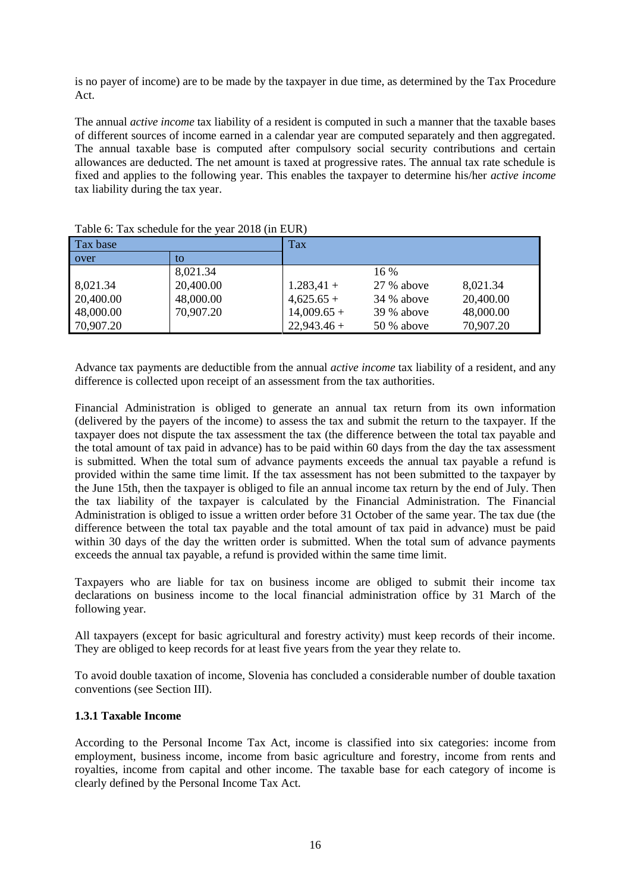is no payer of income) are to be made by the taxpayer in due time, as determined by the Tax Procedure Act.

The annual *active income* tax liability of a resident is computed in such a manner that the taxable bases of different sources of income earned in a calendar year are computed separately and then aggregated. The annual taxable base is computed after compulsory social security contributions and certain allowances are deducted. The net amount is taxed at progressive rates. The annual tax rate schedule is fixed and applies to the following year. This enables the taxpayer to determine his/her *active income* tax liability during the tax year.

Table 6: Tax schedule for the year 2018 (in EUR)

| Tax base | | Tax | | |
|---|---|---|---|---|
| over | to | | | |
| | 8,021.34 | | 16 % | |
| 8,021.34 | 20,400.00 | 1.283,41 + | 27 % above | 8,021.34 |
| 20,400.00 | 48,000.00 | 4,625.65 + | 34 % above | 20,400.00 |
| 48,000.00 | 70,907.20 | 14,009.65 + | 39 % above | 48,000.00 |
| 70,907.20 | | 22,943.46 + | 50 % above | 70,907.20 |

Advance tax payments are deductible from the annual *active income* tax liability of a resident, and any difference is collected upon receipt of an assessment from the tax authorities.

Financial Administration is obliged to generate an annual tax return from its own information (delivered by the payers of the income) to assess the tax and submit the return to the taxpayer. If the taxpayer does not dispute the tax assessment the tax (the difference between the total tax payable and the total amount of tax paid in advance) has to be paid within 60 days from the day the tax assessment is submitted. When the total sum of advance payments exceeds the annual tax payable a refund is provided within the same time limit. If the tax assessment has not been submitted to the taxpayer by the June 15th, then the taxpayer is obliged to file an annual income tax return by the end of July. Then the tax liability of the taxpayer is calculated by the Financial Administration. The Financial Administration is obliged to issue a written order before 31 October of the same year. The tax due (the difference between the total tax payable and the total amount of tax paid in advance) must be paid within 30 days of the day the written order is submitted. When the total sum of advance payments exceeds the annual tax payable, a refund is provided within the same time limit.

Taxpayers who are liable for tax on business income are obliged to submit their income tax declarations on business income to the local financial administration office by 31 March of the following year.

All taxpayers (except for basic agricultural and forestry activity) must keep records of their income. They are obliged to keep records for at least five years from the year they relate to.

To avoid double taxation of income, Slovenia has concluded a considerable number of double taxation conventions (see Section III).

### 1.3.1 Taxable Income

According to the Personal Income Tax Act, income is classified into six categories: income from employment, business income, income from basic agriculture and forestry, income from rents and royalties, income from capital and other income. The taxable base for each category of income is clearly defined by the Personal Income Tax Act.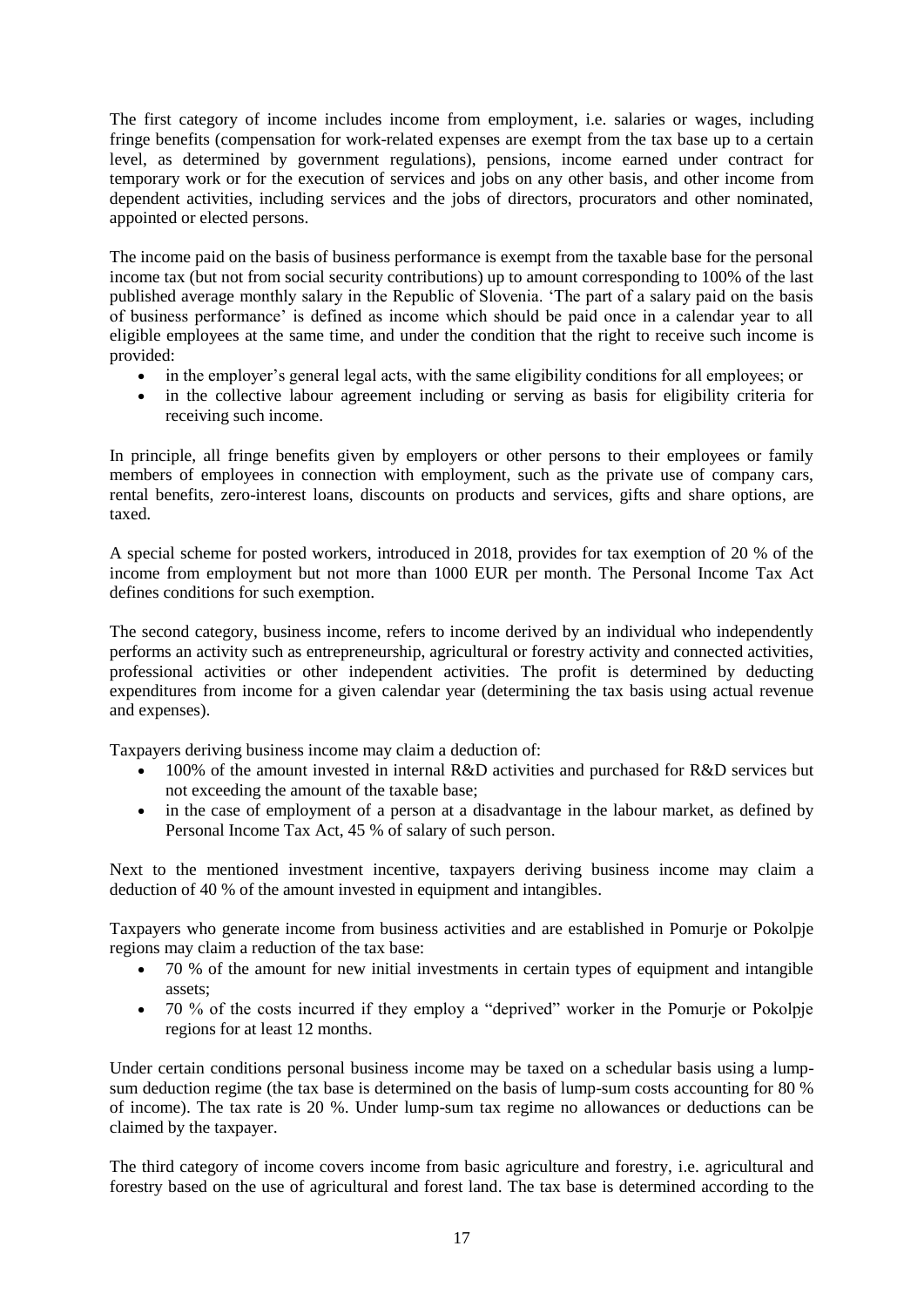The first category of income includes income from employment, i.e. salaries or wages, including fringe benefits (compensation for work-related expenses are exempt from the tax base up to a certain level, as determined by government regulations), pensions, income earned under contract for temporary work or for the execution of services and jobs on any other basis, and other income from dependent activities, including services and the jobs of directors, procurators and other nominated, appointed or elected persons.

The income paid on the basis of business performance is exempt from the taxable base for the personal income tax (but not from social security contributions) up to amount corresponding to 100% of the last published average monthly salary in the Republic of Slovenia. 'The part of a salary paid on the basis of business performance' is defined as income which should be paid once in a calendar year to all eligible employees at the same time, and under the condition that the right to receive such income is provided:

- in the employer's general legal acts, with the same eligibility conditions for all employees; or
- in the collective labour agreement including or serving as basis for eligibility criteria for receiving such income.

In principle, all fringe benefits given by employers or other persons to their employees or family members of employees in connection with employment, such as the private use of company cars, rental benefits, zero-interest loans, discounts on products and services, gifts and share options, are taxed.

A special scheme for posted workers, introduced in 2018, provides for tax exemption of 20 % of the income from employment but not more than 1000 EUR per month. The Personal Income Tax Act defines conditions for such exemption.

The second category, business income, refers to income derived by an individual who independently performs an activity such as entrepreneurship, agricultural or forestry activity and connected activities, professional activities or other independent activities. The profit is determined by deducting expenditures from income for a given calendar year (determining the tax basis using actual revenue and expenses).

Taxpayers deriving business income may claim a deduction of:

- 100% of the amount invested in internal R&D activities and purchased for R&D services but not exceeding the amount of the taxable base;
- in the case of employment of a person at a disadvantage in the labour market, as defined by Personal Income Tax Act, 45 % of salary of such person.

Next to the mentioned investment incentive, taxpayers deriving business income may claim a deduction of 40 % of the amount invested in equipment and intangibles.

Taxpayers who generate income from business activities and are established in Pomurje or Pokolpje regions may claim a reduction of the tax base:

- 70 % of the amount for new initial investments in certain types of equipment and intangible assets;
- 70 % of the costs incurred if they employ a "deprived" worker in the Pomurje or Pokolpje regions for at least 12 months.

Under certain conditions personal business income may be taxed on a schedular basis using a lump-sum deduction regime (the tax base is determined on the basis of lump-sum costs accounting for 80 % of income). The tax rate is 20 %. Under lump-sum tax regime no allowances or deductions can be claimed by the taxpayer.

The third category of income covers income from basic agriculture and forestry, i.e. agricultural and forestry based on the use of agricultural and forest land. The tax base is determined according to the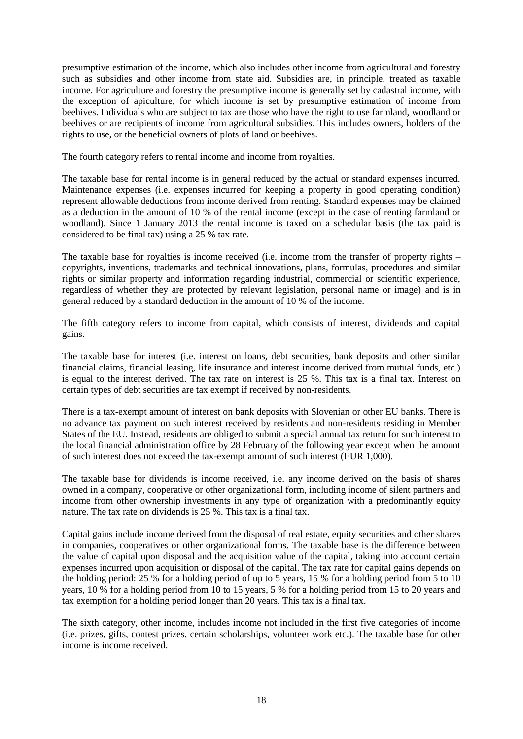presumptive estimation of the income, which also includes other income from agricultural and forestry such as subsidies and other income from state aid. Subsidies are, in principle, treated as taxable income. For agriculture and forestry the presumptive income is generally set by cadastral income, with the exception of apiculture, for which income is set by presumptive estimation of income from beehives. Individuals who are subject to tax are those who have the right to use farmland, woodland or beehives or are recipients of income from agricultural subsidies. This includes owners, holders of the rights to use, or the beneficial owners of plots of land or beehives.

The fourth category refers to rental income and income from royalties.

The taxable base for rental income is in general reduced by the actual or standard expenses incurred. Maintenance expenses (i.e. expenses incurred for keeping a property in good operating condition) represent allowable deductions from income derived from renting. Standard expenses may be claimed as a deduction in the amount of 10 % of the rental income (except in the case of renting farmland or woodland). Since 1 January 2013 the rental income is taxed on a schedular basis (the tax paid is considered to be final tax) using a 25 % tax rate.

The taxable base for royalties is income received (i.e. income from the transfer of property rights – copyrights, inventions, trademarks and technical innovations, plans, formulas, procedures and similar rights or similar property and information regarding industrial, commercial or scientific experience, regardless of whether they are protected by relevant legislation, personal name or image) and is in general reduced by a standard deduction in the amount of 10 % of the income.

The fifth category refers to income from capital, which consists of interest, dividends and capital gains.

The taxable base for interest (i.e. interest on loans, debt securities, bank deposits and other similar financial claims, financial leasing, life insurance and interest income derived from mutual funds, etc.) is equal to the interest derived. The tax rate on interest is 25 %. This tax is a final tax. Interest on certain types of debt securities are tax exempt if received by non-residents.

There is a tax-exempt amount of interest on bank deposits with Slovenian or other EU banks. There is no advance tax payment on such interest received by residents and non-residents residing in Member States of the EU. Instead, residents are obliged to submit a special annual tax return for such interest to the local financial administration office by 28 February of the following year except when the amount of such interest does not exceed the tax-exempt amount of such interest (EUR 1,000).

The taxable base for dividends is income received, i.e. any income derived on the basis of shares owned in a company, cooperative or other organizational form, including income of silent partners and income from other ownership investments in any type of organization with a predominantly equity nature. The tax rate on dividends is 25 %. This tax is a final tax.

Capital gains include income derived from the disposal of real estate, equity securities and other shares in companies, cooperatives or other organizational forms. The taxable base is the difference between the value of capital upon disposal and the acquisition value of the capital, taking into account certain expenses incurred upon acquisition or disposal of the capital. The tax rate for capital gains depends on the holding period: 25 % for a holding period of up to 5 years, 15 % for a holding period from 5 to 10 years, 10 % for a holding period from 10 to 15 years, 5 % for a holding period from 15 to 20 years and tax exemption for a holding period longer than 20 years. This tax is a final tax.

The sixth category, other income, includes income not included in the first five categories of income (i.e. prizes, gifts, contest prizes, certain scholarships, volunteer work etc.). The taxable base for other income is income received.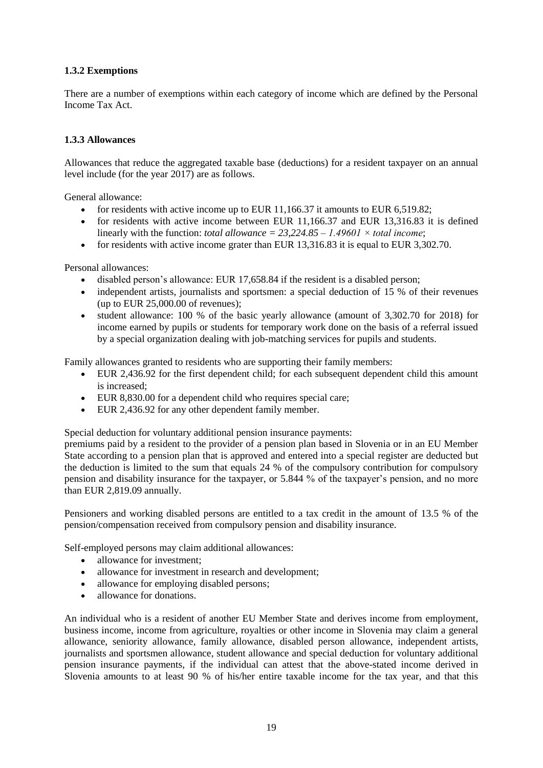### 1.3.2 Exemptions

There are a number of exemptions within each category of income which are defined by the Personal Income Tax Act.

### 1.3.3 Allowances

Allowances that reduce the aggregated taxable base (deductions) for a resident taxpayer on an annual level include (for the year 2017) are as follows.

General allowance:

- for residents with active income up to EUR 11,166.37 it amounts to EUR 6,519.82;
- for residents with active income between EUR 11,166.37 and EUR 13,316.83 it is defined linearly with the function: *total allowance = 23,224.85 – 1.49601 × total income*;
- for residents with active income grater than EUR 13,316.83 it is equal to EUR 3,302.70.

Personal allowances:

- disabled person's allowance: EUR 17,658.84 if the resident is a disabled person;
- independent artists, journalists and sportsmen: a special deduction of 15 % of their revenues (up to EUR 25,000.00 of revenues);
- student allowance: 100 % of the basic yearly allowance (amount of 3,302.70 for 2018) for income earned by pupils or students for temporary work done on the basis of a referral issued by a special organization dealing with job-matching services for pupils and students.

Family allowances granted to residents who are supporting their family members:

- EUR 2,436.92 for the first dependent child; for each subsequent dependent child this amount is increased;
- EUR 8,830.00 for a dependent child who requires special care;
- EUR 2,436.92 for any other dependent family member.

Special deduction for voluntary additional pension insurance payments:
premiums paid by a resident to the provider of a pension plan based in Slovenia or in an EU Member State according to a pension plan that is approved and entered into a special register are deducted but the deduction is limited to the sum that equals 24 % of the compulsory contribution for compulsory pension and disability insurance for the taxpayer, or 5.844 % of the taxpayer's pension, and no more than EUR 2,819.09 annually.

Pensioners and working disabled persons are entitled to a tax credit in the amount of 13.5 % of the pension/compensation received from compulsory pension and disability insurance.

Self-employed persons may claim additional allowances:

- allowance for investment;
- allowance for investment in research and development;
- allowance for employing disabled persons;
- allowance for donations.

An individual who is a resident of another EU Member State and derives income from employment, business income, income from agriculture, royalties or other income in Slovenia may claim a general allowance, seniority allowance, family allowance, disabled person allowance, independent artists, journalists and sportsmen allowance, student allowance and special deduction for voluntary additional pension insurance payments, if the individual can attest that the above-stated income derived in Slovenia amounts to at least 90 % of his/her entire taxable income for the tax year, and that this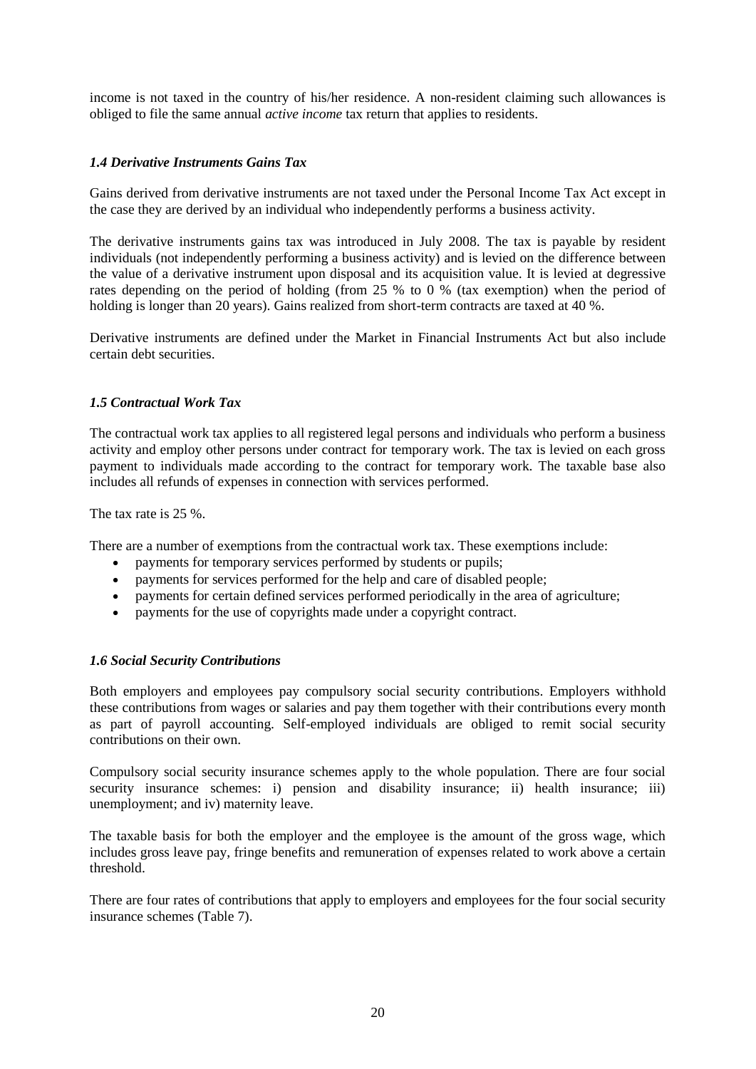income is not taxed in the country of his/her residence. A non-resident claiming such allowances is obliged to file the same annual *active income* tax return that applies to residents.

### *1.4 Derivative Instruments Gains Tax*

Gains derived from derivative instruments are not taxed under the Personal Income Tax Act except in the case they are derived by an individual who independently performs a business activity.

The derivative instruments gains tax was introduced in July 2008. The tax is payable by resident individuals (not independently performing a business activity) and is levied on the difference between the value of a derivative instrument upon disposal and its acquisition value. It is levied at degressive rates depending on the period of holding (from 25 % to 0 % (tax exemption) when the period of holding is longer than 20 years). Gains realized from short-term contracts are taxed at 40 %.

Derivative instruments are defined under the Market in Financial Instruments Act but also include certain debt securities.

### *1.5 Contractual Work Tax*

The contractual work tax applies to all registered legal persons and individuals who perform a business activity and employ other persons under contract for temporary work. The tax is levied on each gross payment to individuals made according to the contract for temporary work. The taxable base also includes all refunds of expenses in connection with services performed.

The tax rate is 25 %.

There are a number of exemptions from the contractual work tax. These exemptions include:

- payments for temporary services performed by students or pupils;
- payments for services performed for the help and care of disabled people;
- payments for certain defined services performed periodically in the area of agriculture;
- payments for the use of copyrights made under a copyright contract.

### *1.6 Social Security Contributions*

Both employers and employees pay compulsory social security contributions. Employers withhold these contributions from wages or salaries and pay them together with their contributions every month as part of payroll accounting. Self-employed individuals are obliged to remit social security contributions on their own.

Compulsory social security insurance schemes apply to the whole population. There are four social security insurance schemes: i) pension and disability insurance; ii) health insurance; iii) unemployment; and iv) maternity leave.

The taxable basis for both the employer and the employee is the amount of the gross wage, which includes gross leave pay, fringe benefits and remuneration of expenses related to work above a certain threshold.

There are four rates of contributions that apply to employers and employees for the four social security insurance schemes (Table 7).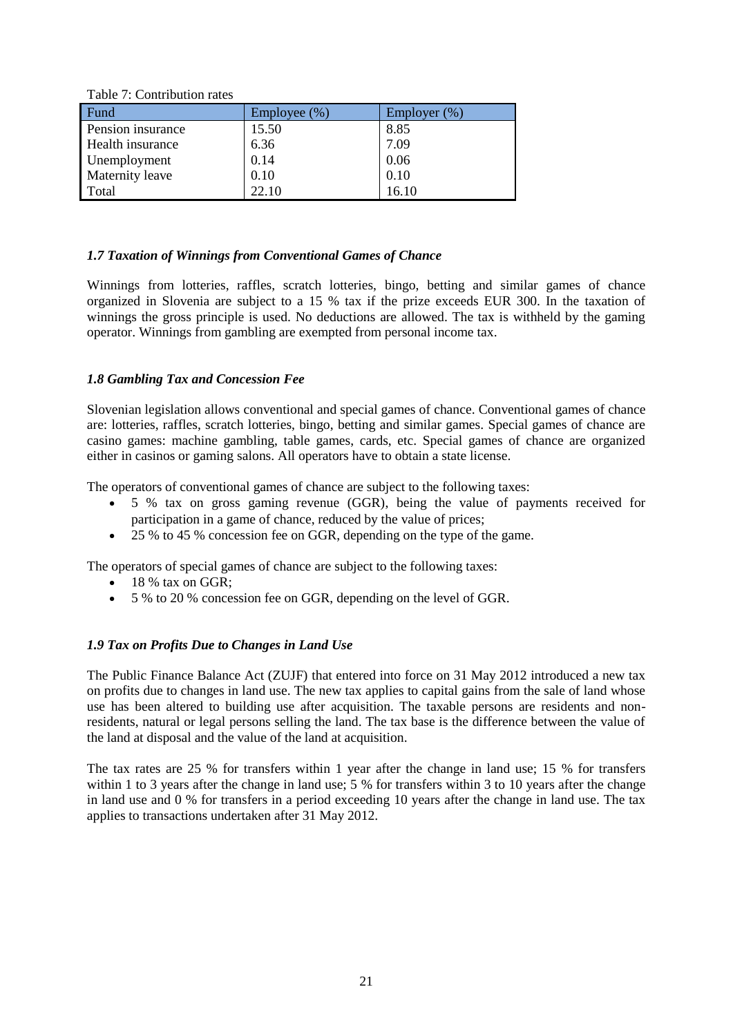Table 7: Contribution rates

| Fund | Employee (%) | Employer (%) |
|---|---|---|
| Pension insurance | 15.50 | 8.85 |
| Health insurance | 6.36 | 7.09 |
| Unemployment | 0.14 | 0.06 |
| Maternity leave | 0.10 | 0.10 |
| Total | 22.10 | 16.10 |

### *1.7 Taxation of Winnings from Conventional Games of Chance*

Winnings from lotteries, raffles, scratch lotteries, bingo, betting and similar games of chance organized in Slovenia are subject to a 15 % tax if the prize exceeds EUR 300. In the taxation of winnings the gross principle is used. No deductions are allowed. The tax is withheld by the gaming operator. Winnings from gambling are exempted from personal income tax.

### *1.8 Gambling Tax and Concession Fee*

Slovenian legislation allows conventional and special games of chance. Conventional games of chance are: lotteries, raffles, scratch lotteries, bingo, betting and similar games. Special games of chance are casino games: machine gambling, table games, cards, etc. Special games of chance are organized either in casinos or gaming salons. All operators have to obtain a state license.

The operators of conventional games of chance are subject to the following taxes:

- 5 % tax on gross gaming revenue (GGR), being the value of payments received for participation in a game of chance, reduced by the value of prices;
- 25 % to 45 % concession fee on GGR, depending on the type of the game.

The operators of special games of chance are subject to the following taxes:

- 18 % tax on GGR;
- 5 % to 20 % concession fee on GGR, depending on the level of GGR.

### *1.9 Tax on Profits Due to Changes in Land Use*

The Public Finance Balance Act (ZUJF) that entered into force on 31 May 2012 introduced a new tax on profits due to changes in land use. The new tax applies to capital gains from the sale of land whose use has been altered to building use after acquisition. The taxable persons are residents and non-residents, natural or legal persons selling the land. The tax base is the difference between the value of the land at disposal and the value of the land at acquisition.

The tax rates are 25 % for transfers within 1 year after the change in land use; 15 % for transfers within 1 to 3 years after the change in land use; 5 % for transfers within 3 to 10 years after the change in land use and 0 % for transfers in a period exceeding 10 years after the change in land use. The tax applies to transactions undertaken after 31 May 2012.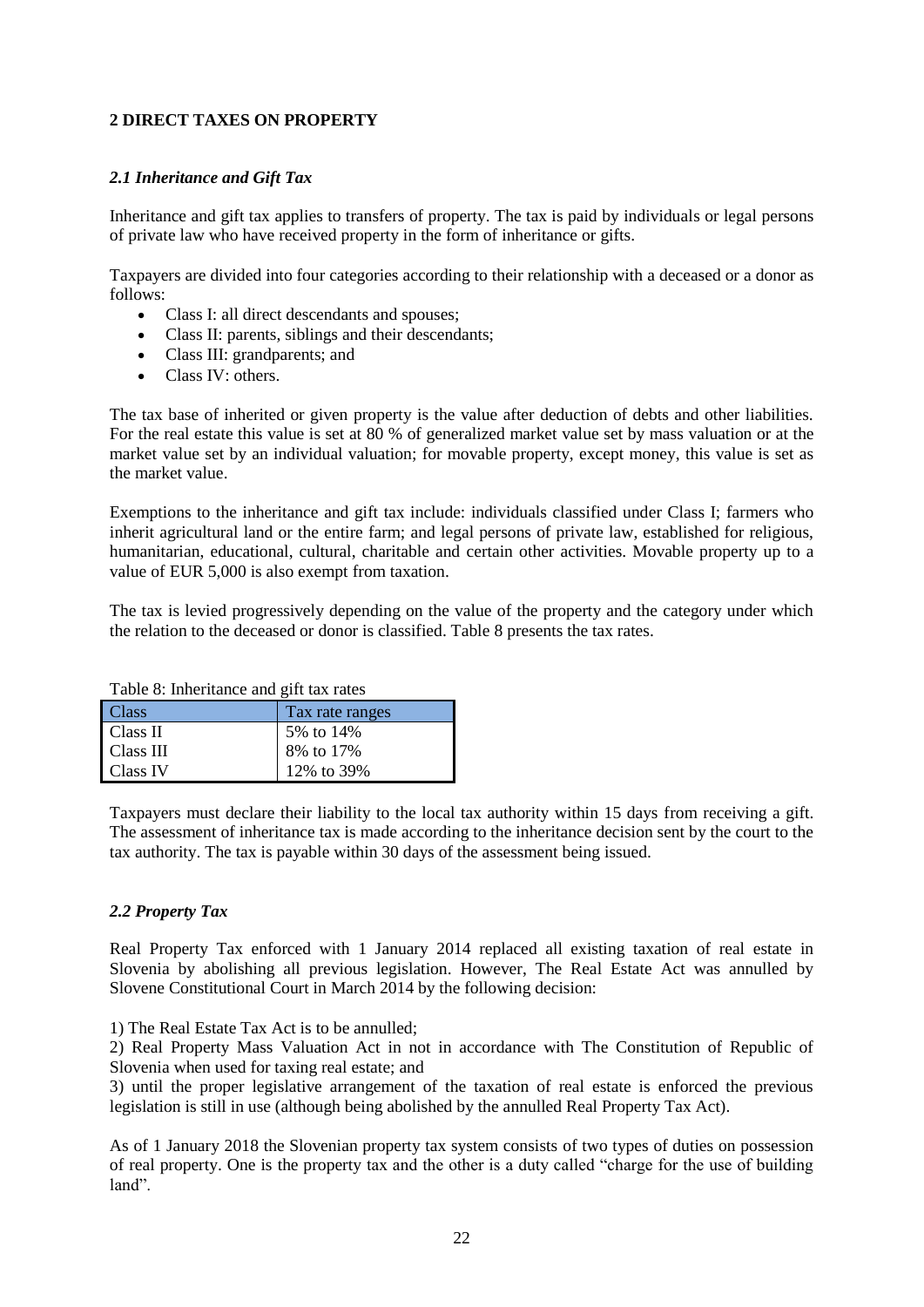## 2 DIRECT TAXES ON PROPERTY

### *2.1 Inheritance and Gift Tax*

Inheritance and gift tax applies to transfers of property. The tax is paid by individuals or legal persons of private law who have received property in the form of inheritance or gifts.

Taxpayers are divided into four categories according to their relationship with a deceased or a donor as follows:

- Class I: all direct descendants and spouses;
- Class II: parents, siblings and their descendants;
- Class III: grandparents; and
- Class IV: others.

The tax base of inherited or given property is the value after deduction of debts and other liabilities. For the real estate this value is set at 80 % of generalized market value set by mass valuation or at the market value set by an individual valuation; for movable property, except money, this value is set as the market value.

Exemptions to the inheritance and gift tax include: individuals classified under Class I; farmers who inherit agricultural land or the entire farm; and legal persons of private law, established for religious, humanitarian, educational, cultural, charitable and certain other activities. Movable property up to a value of EUR 5,000 is also exempt from taxation.

The tax is levied progressively depending on the value of the property and the category under which the relation to the deceased or donor is classified. Table 8 presents the tax rates.

Table 8: Inheritance and gift tax rates

| Class | Tax rate ranges |
|---|---|
| Class II | 5% to 14% |
| Class III | 8% to 17% |
| Class IV | 12% to 39% |

Taxpayers must declare their liability to the local tax authority within 15 days from receiving a gift. The assessment of inheritance tax is made according to the inheritance decision sent by the court to the tax authority. The tax is payable within 30 days of the assessment being issued.

### *2.2 Property Tax*

Real Property Tax enforced with 1 January 2014 replaced all existing taxation of real estate in Slovenia by abolishing all previous legislation. However, The Real Estate Act was annulled by Slovene Constitutional Court in March 2014 by the following decision:

1) The Real Estate Tax Act is to be annulled;

2) Real Property Mass Valuation Act in not in accordance with The Constitution of Republic of Slovenia when used for taxing real estate; and

3) until the proper legislative arrangement of the taxation of real estate is enforced the previous legislation is still in use (although being abolished by the annulled Real Property Tax Act).

As of 1 January 2018 the Slovenian property tax system consists of two types of duties on possession of real property. One is the property tax and the other is a duty called "charge for the use of building land".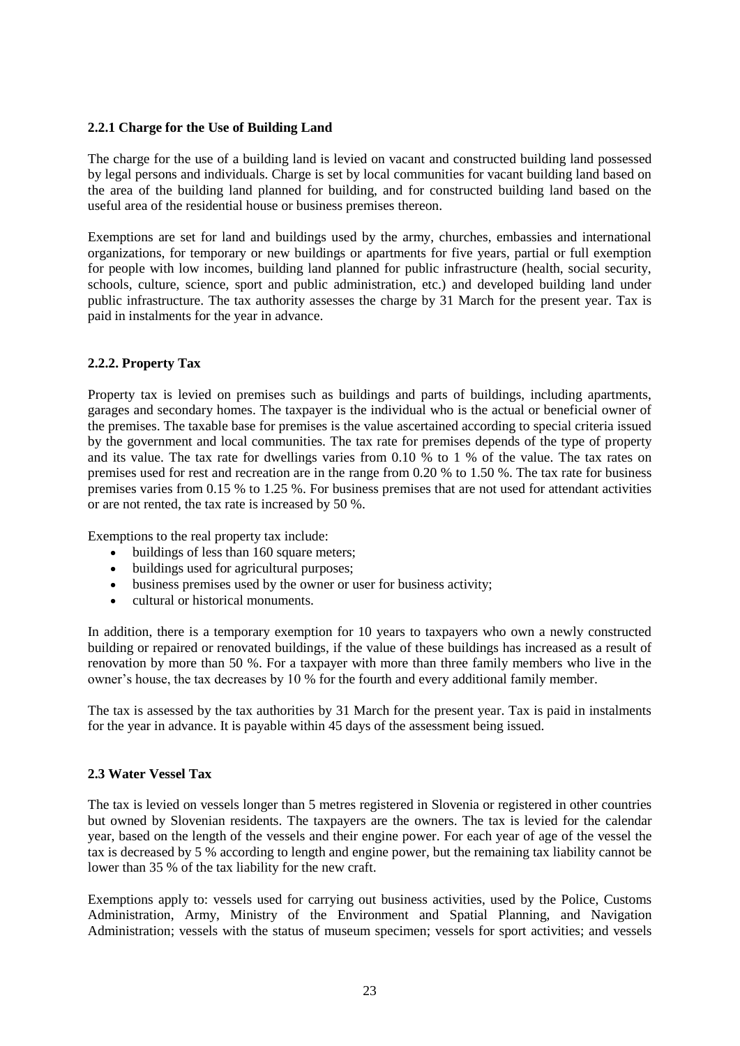### 2.2.1 Charge for the Use of Building Land

The charge for the use of a building land is levied on vacant and constructed building land possessed by legal persons and individuals. Charge is set by local communities for vacant building land based on the area of the building land planned for building, and for constructed building land based on the useful area of the residential house or business premises thereon.

Exemptions are set for land and buildings used by the army, churches, embassies and international organizations, for temporary or new buildings or apartments for five years, partial or full exemption for people with low incomes, building land planned for public infrastructure (health, social security, schools, culture, science, sport and public administration, etc.) and developed building land under public infrastructure. The tax authority assesses the charge by 31 March for the present year. Tax is paid in instalments for the year in advance.

### 2.2.2. Property Tax

Property tax is levied on premises such as buildings and parts of buildings, including apartments, garages and secondary homes. The taxpayer is the individual who is the actual or beneficial owner of the premises. The taxable base for premises is the value ascertained according to special criteria issued by the government and local communities. The tax rate for premises depends of the type of property and its value. The tax rate for dwellings varies from 0.10 % to 1 % of the value. The tax rates on premises used for rest and recreation are in the range from 0.20 % to 1.50 %. The tax rate for business premises varies from 0.15 % to 1.25 %. For business premises that are not used for attendant activities or are not rented, the tax rate is increased by 50 %.

Exemptions to the real property tax include:

- buildings of less than 160 square meters;
- buildings used for agricultural purposes;
- business premises used by the owner or user for business activity;
- cultural or historical monuments.

In addition, there is a temporary exemption for 10 years to taxpayers who own a newly constructed building or repaired or renovated buildings, if the value of these buildings has increased as a result of renovation by more than 50 %. For a taxpayer with more than three family members who live in the owner's house, the tax decreases by 10 % for the fourth and every additional family member.

The tax is assessed by the tax authorities by 31 March for the present year. Tax is paid in instalments for the year in advance. It is payable within 45 days of the assessment being issued.

### 2.3 Water Vessel Tax

The tax is levied on vessels longer than 5 metres registered in Slovenia or registered in other countries but owned by Slovenian residents. The taxpayers are the owners. The tax is levied for the calendar year, based on the length of the vessels and their engine power. For each year of age of the vessel the tax is decreased by 5 % according to length and engine power, but the remaining tax liability cannot be lower than 35 % of the tax liability for the new craft.

Exemptions apply to: vessels used for carrying out business activities, used by the Police, Customs Administration, Army, Ministry of the Environment and Spatial Planning, and Navigation Administration; vessels with the status of museum specimen; vessels for sport activities; and vessels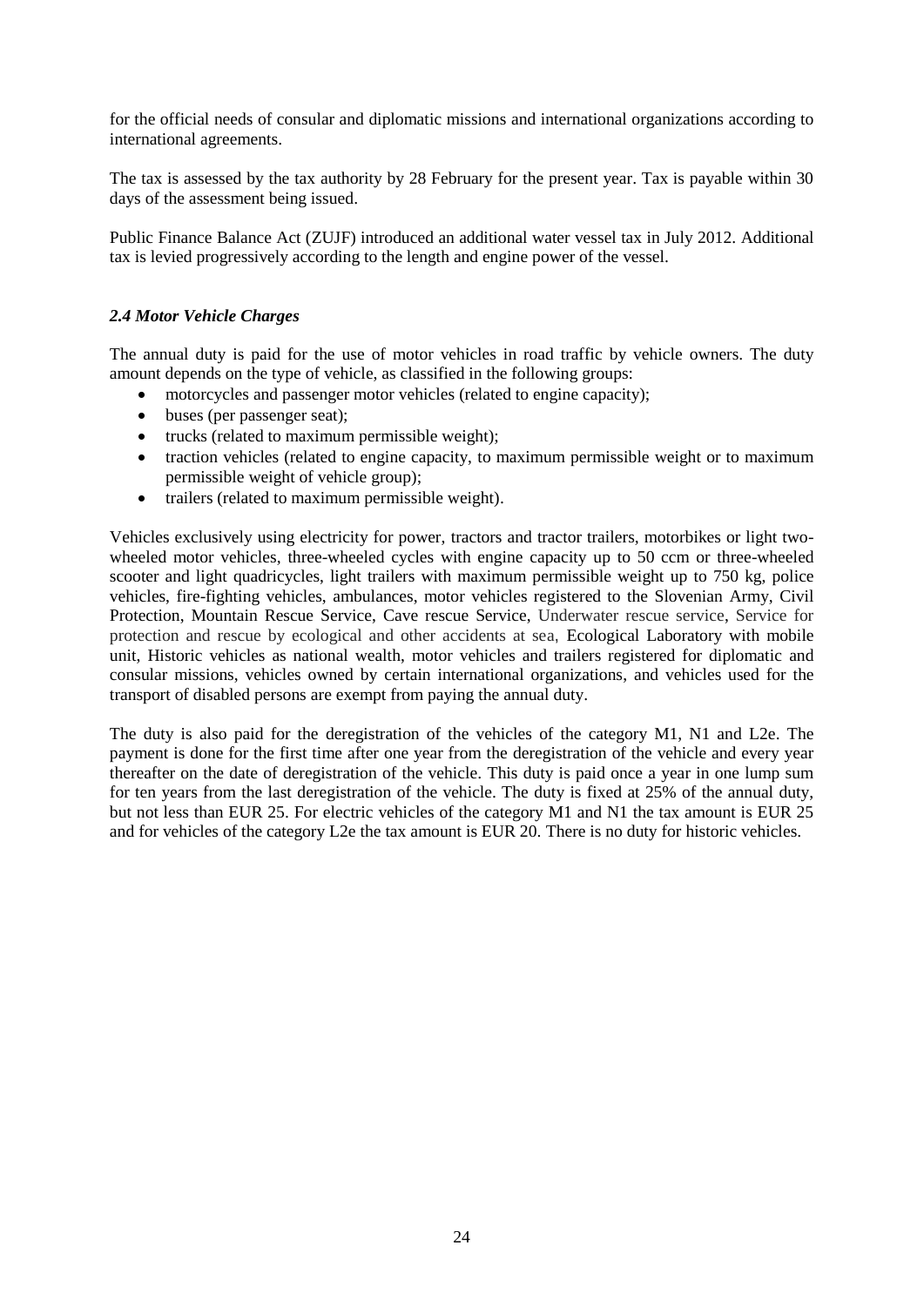for the official needs of consular and diplomatic missions and international organizations according to international agreements.

The tax is assessed by the tax authority by 28 February for the present year. Tax is payable within 30 days of the assessment being issued.

Public Finance Balance Act (ZUJF) introduced an additional water vessel tax in July 2012. Additional tax is levied progressively according to the length and engine power of the vessel.

### *2.4 Motor Vehicle Charges*

The annual duty is paid for the use of motor vehicles in road traffic by vehicle owners. The duty amount depends on the type of vehicle, as classified in the following groups:

- motorcycles and passenger motor vehicles (related to engine capacity);
- buses (per passenger seat);
- trucks (related to maximum permissible weight);
- traction vehicles (related to engine capacity, to maximum permissible weight or to maximum permissible weight of vehicle group);
- trailers (related to maximum permissible weight).

Vehicles exclusively using electricity for power, tractors and tractor trailers, motorbikes or light two-wheeled motor vehicles, three-wheeled cycles with engine capacity up to 50 ccm or three-wheeled scooter and light quadricycles, light trailers with maximum permissible weight up to 750 kg, police vehicles, fire-fighting vehicles, ambulances, motor vehicles registered to the Slovenian Army, Civil Protection, Mountain Rescue Service, Cave rescue Service, Underwater rescue service, Service for protection and rescue by ecological and other accidents at sea, Ecological Laboratory with mobile unit, Historic vehicles as national wealth, motor vehicles and trailers registered for diplomatic and consular missions, vehicles owned by certain international organizations, and vehicles used for the transport of disabled persons are exempt from paying the annual duty.

The duty is also paid for the deregistration of the vehicles of the category M1, N1 and L2e. The payment is done for the first time after one year from the deregistration of the vehicle and every year thereafter on the date of deregistration of the vehicle. This duty is paid once a year in one lump sum for ten years from the last deregistration of the vehicle. The duty is fixed at 25% of the annual duty, but not less than EUR 25. For electric vehicles of the category M1 and N1 the tax amount is EUR 25 and for vehicles of the category L2e the tax amount is EUR 20. There is no duty for historic vehicles.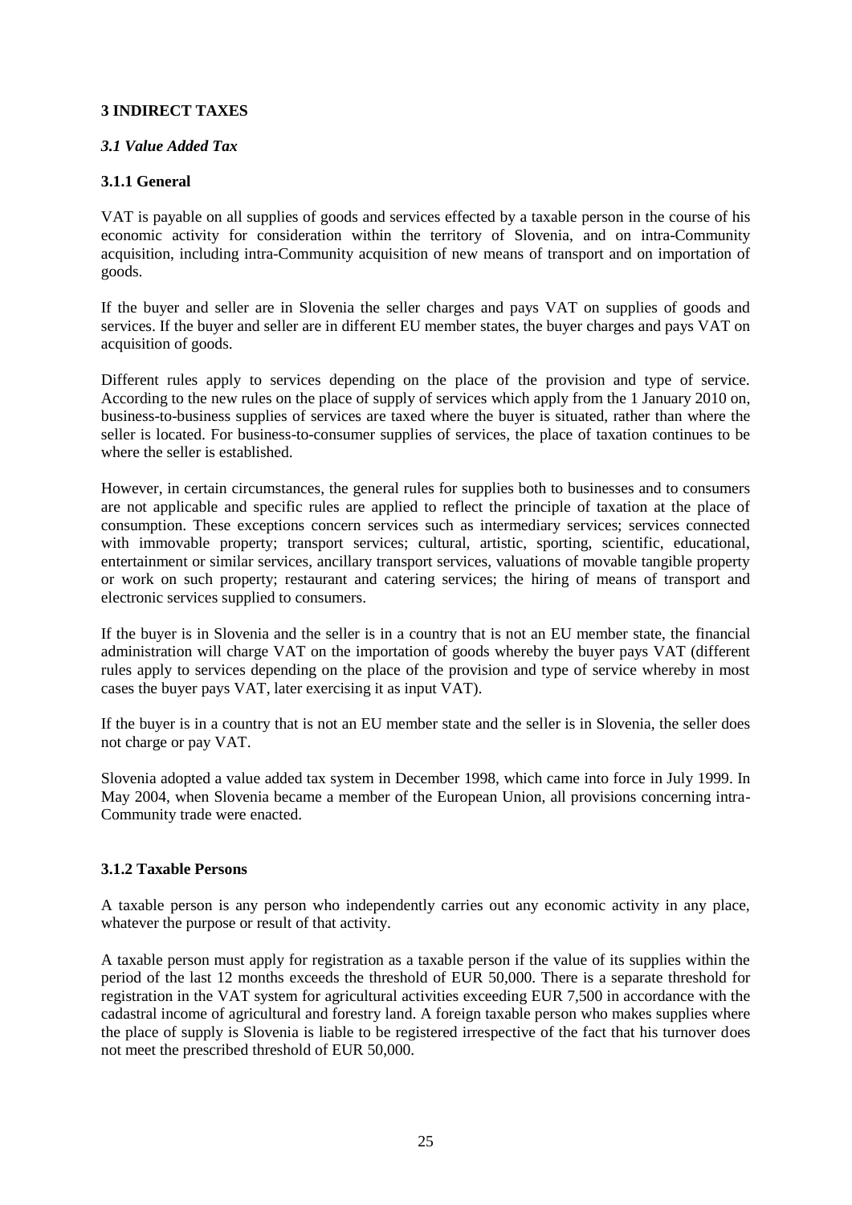# 3 INDIRECT TAXES

## *3.1 Value Added Tax*

### 3.1.1 General

VAT is payable on all supplies of goods and services effected by a taxable person in the course of his economic activity for consideration within the territory of Slovenia, and on intra-Community acquisition, including intra-Community acquisition of new means of transport and on importation of goods.

If the buyer and seller are in Slovenia the seller charges and pays VAT on supplies of goods and services. If the buyer and seller are in different EU member states, the buyer charges and pays VAT on acquisition of goods.

Different rules apply to services depending on the place of the provision and type of service. According to the new rules on the place of supply of services which apply from the 1 January 2010 on, business-to-business supplies of services are taxed where the buyer is situated, rather than where the seller is located. For business-to-consumer supplies of services, the place of taxation continues to be where the seller is established.

However, in certain circumstances, the general rules for supplies both to businesses and to consumers are not applicable and specific rules are applied to reflect the principle of taxation at the place of consumption. These exceptions concern services such as intermediary services; services connected with immovable property; transport services; cultural, artistic, sporting, scientific, educational, entertainment or similar services, ancillary transport services, valuations of movable tangible property or work on such property; restaurant and catering services; the hiring of means of transport and electronic services supplied to consumers.

If the buyer is in Slovenia and the seller is in a country that is not an EU member state, the financial administration will charge VAT on the importation of goods whereby the buyer pays VAT (different rules apply to services depending on the place of the provision and type of service whereby in most cases the buyer pays VAT, later exercising it as input VAT).

If the buyer is in a country that is not an EU member state and the seller is in Slovenia, the seller does not charge or pay VAT.

Slovenia adopted a value added tax system in December 1998, which came into force in July 1999. In May 2004, when Slovenia became a member of the European Union, all provisions concerning intra-Community trade were enacted.

### 3.1.2 Taxable Persons

A taxable person is any person who independently carries out any economic activity in any place, whatever the purpose or result of that activity.

A taxable person must apply for registration as a taxable person if the value of its supplies within the period of the last 12 months exceeds the threshold of EUR 50,000. There is a separate threshold for registration in the VAT system for agricultural activities exceeding EUR 7,500 in accordance with the cadastral income of agricultural and forestry land. A foreign taxable person who makes supplies where the place of supply is Slovenia is liable to be registered irrespective of the fact that his turnover does not meet the prescribed threshold of EUR 50,000.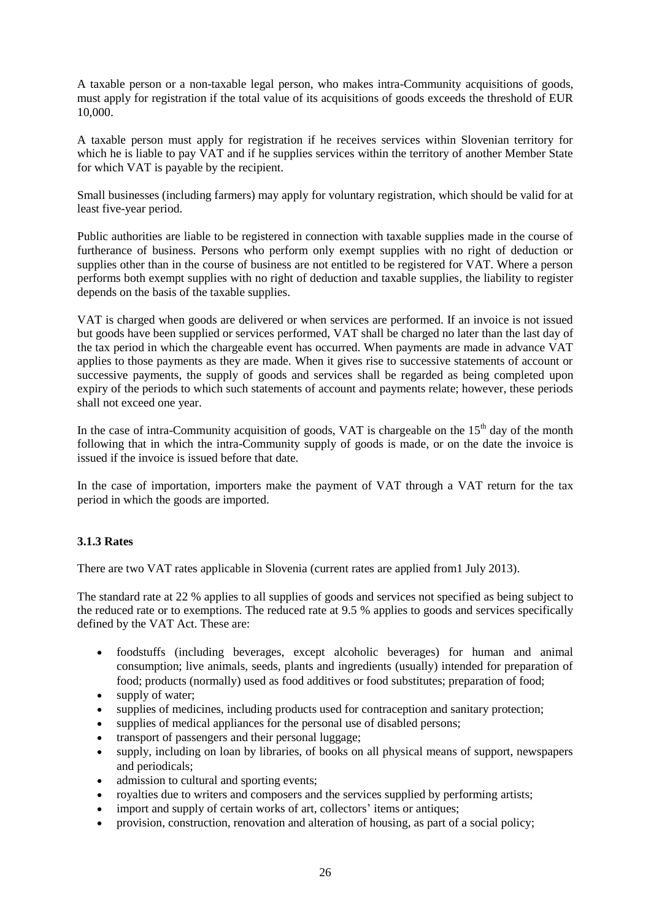A taxable person or a non-taxable legal person, who makes intra-Community acquisitions of goods, must apply for registration if the total value of its acquisitions of goods exceeds the threshold of EUR 10,000.

A taxable person must apply for registration if he receives services within Slovenian territory for which he is liable to pay VAT and if he supplies services within the territory of another Member State for which VAT is payable by the recipient.

Small businesses (including farmers) may apply for voluntary registration, which should be valid for at least five-year period.

Public authorities are liable to be registered in connection with taxable supplies made in the course of furtherance of business. Persons who perform only exempt supplies with no right of deduction or supplies other than in the course of business are not entitled to be registered for VAT. Where a person performs both exempt supplies with no right of deduction and taxable supplies, the liability to register depends on the basis of the taxable supplies.

VAT is charged when goods are delivered or when services are performed. If an invoice is not issued but goods have been supplied or services performed, VAT shall be charged no later than the last day of the tax period in which the chargeable event has occurred. When payments are made in advance VAT applies to those payments as they are made. When it gives rise to successive statements of account or successive payments, the supply of goods and services shall be regarded as being completed upon expiry of the periods to which such statements of account and payments relate; however, these periods shall not exceed one year.

In the case of intra-Community acquisition of goods, VAT is chargeable on the 15th day of the month following that in which the intra-Community supply of goods is made, or on the date the invoice is issued if the invoice is issued before that date.

In the case of importation, importers make the payment of VAT through a VAT return for the tax period in which the goods are imported.

### 3.1.3 Rates

There are two VAT rates applicable in Slovenia (current rates are applied from1 July 2013).

The standard rate at 22 % applies to all supplies of goods and services not specified as being subject to the reduced rate or to exemptions. The reduced rate at 9.5 % applies to goods and services specifically defined by the VAT Act. These are:

- foodstuffs (including beverages, except alcoholic beverages) for human and animal consumption; live animals, seeds, plants and ingredients (usually) intended for preparation of food; products (normally) used as food additives or food substitutes; preparation of food;
- supply of water;
- supplies of medicines, including products used for contraception and sanitary protection;
- supplies of medical appliances for the personal use of disabled persons;
- transport of passengers and their personal luggage;
- supply, including on loan by libraries, of books on all physical means of support, newspapers and periodicals;
- admission to cultural and sporting events;
- royalties due to writers and composers and the services supplied by performing artists;
- import and supply of certain works of art, collectors' items or antiques;
- provision, construction, renovation and alteration of housing, as part of a social policy;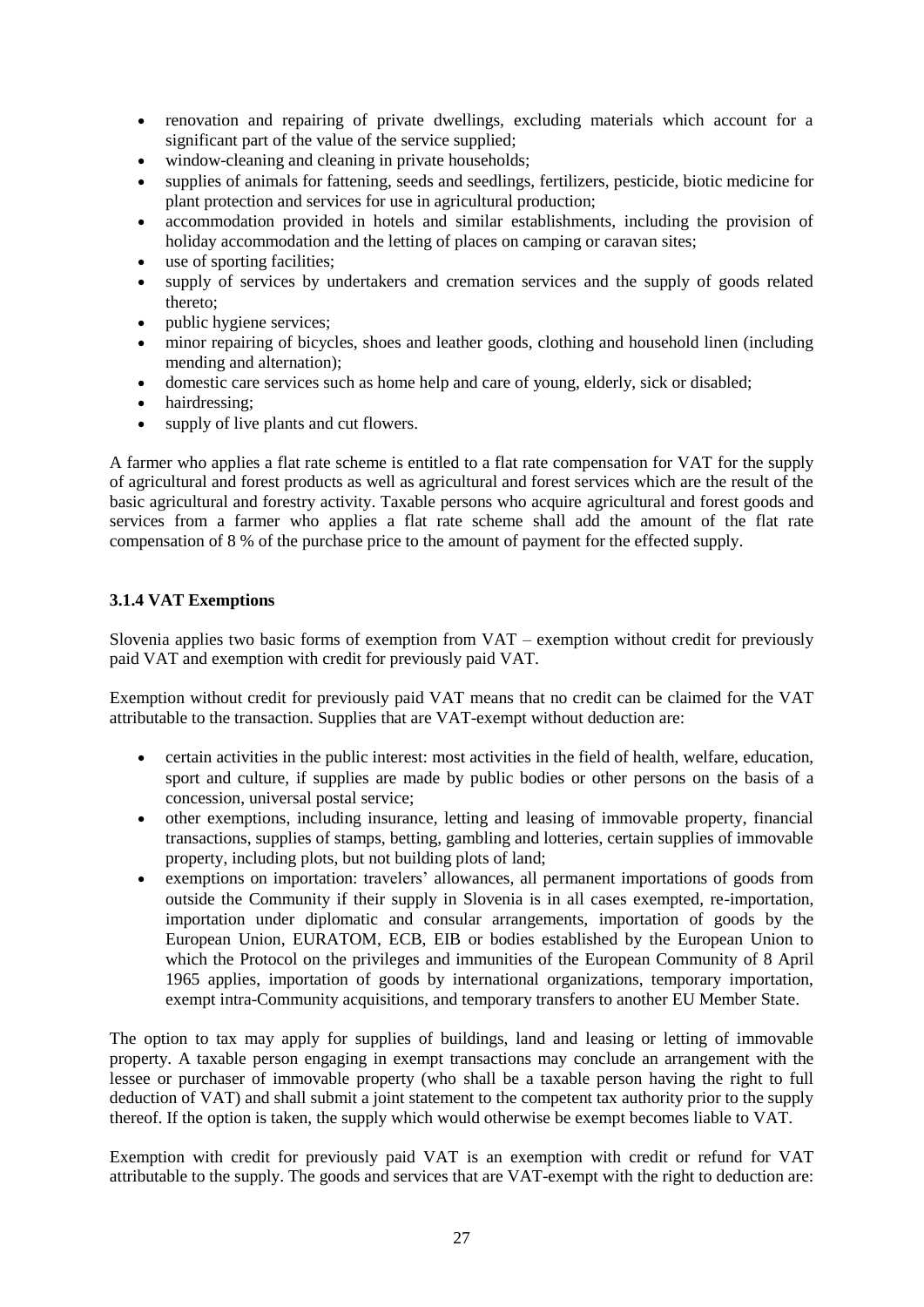- renovation and repairing of private dwellings, excluding materials which account for a significant part of the value of the service supplied;
- window-cleaning and cleaning in private households;
- supplies of animals for fattening, seeds and seedlings, fertilizers, pesticide, biotic medicine for plant protection and services for use in agricultural production;
- accommodation provided in hotels and similar establishments, including the provision of holiday accommodation and the letting of places on camping or caravan sites;
- use of sporting facilities;
- supply of services by undertakers and cremation services and the supply of goods related thereto;
- public hygiene services;
- minor repairing of bicycles, shoes and leather goods, clothing and household linen (including mending and alternation);
- domestic care services such as home help and care of young, elderly, sick or disabled;
- hairdressing;
- supply of live plants and cut flowers.

A farmer who applies a flat rate scheme is entitled to a flat rate compensation for VAT for the supply of agricultural and forest products as well as agricultural and forest services which are the result of the basic agricultural and forestry activity. Taxable persons who acquire agricultural and forest goods and services from a farmer who applies a flat rate scheme shall add the amount of the flat rate compensation of 8 % of the purchase price to the amount of payment for the effected supply.

### 3.1.4 VAT Exemptions

Slovenia applies two basic forms of exemption from VAT – exemption without credit for previously paid VAT and exemption with credit for previously paid VAT.

Exemption without credit for previously paid VAT means that no credit can be claimed for the VAT attributable to the transaction. Supplies that are VAT-exempt without deduction are:

- certain activities in the public interest: most activities in the field of health, welfare, education, sport and culture, if supplies are made by public bodies or other persons on the basis of a concession, universal postal service;
- other exemptions, including insurance, letting and leasing of immovable property, financial transactions, supplies of stamps, betting, gambling and lotteries, certain supplies of immovable property, including plots, but not building plots of land;
- exemptions on importation: travelers' allowances, all permanent importations of goods from outside the Community if their supply in Slovenia is in all cases exempted, re-importation, importation under diplomatic and consular arrangements, importation of goods by the European Union, EURATOM, ECB, EIB or bodies established by the European Union to which the Protocol on the privileges and immunities of the European Community of 8 April 1965 applies, importation of goods by international organizations, temporary importation, exempt intra-Community acquisitions, and temporary transfers to another EU Member State.

The option to tax may apply for supplies of buildings, land and leasing or letting of immovable property. A taxable person engaging in exempt transactions may conclude an arrangement with the lessee or purchaser of immovable property (who shall be a taxable person having the right to full deduction of VAT) and shall submit a joint statement to the competent tax authority prior to the supply thereof. If the option is taken, the supply which would otherwise be exempt becomes liable to VAT.

Exemption with credit for previously paid VAT is an exemption with credit or refund for VAT attributable to the supply. The goods and services that are VAT-exempt with the right to deduction are: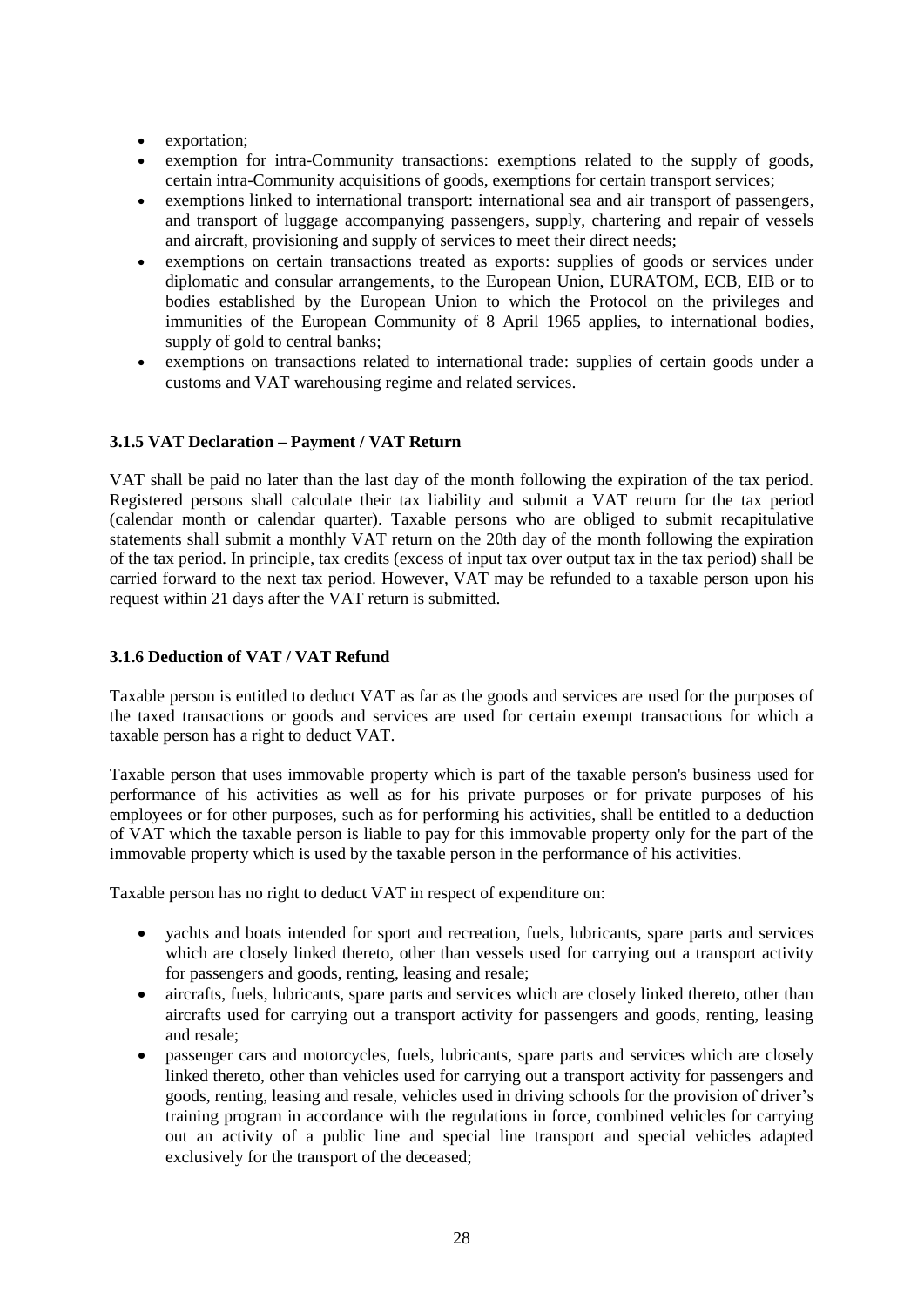- exportation;
- exemption for intra-Community transactions: exemptions related to the supply of goods, certain intra-Community acquisitions of goods, exemptions for certain transport services;
- exemptions linked to international transport: international sea and air transport of passengers, and transport of luggage accompanying passengers, supply, chartering and repair of vessels and aircraft, provisioning and supply of services to meet their direct needs;
- exemptions on certain transactions treated as exports: supplies of goods or services under diplomatic and consular arrangements, to the European Union, EURATOM, ECB, EIB or to bodies established by the European Union to which the Protocol on the privileges and immunities of the European Community of 8 April 1965 applies, to international bodies, supply of gold to central banks;
- exemptions on transactions related to international trade: supplies of certain goods under a customs and VAT warehousing regime and related services.

### 3.1.5 VAT Declaration – Payment / VAT Return

VAT shall be paid no later than the last day of the month following the expiration of the tax period. Registered persons shall calculate their tax liability and submit a VAT return for the tax period (calendar month or calendar quarter). Taxable persons who are obliged to submit recapitulative statements shall submit a monthly VAT return on the 20th day of the month following the expiration of the tax period. In principle, tax credits (excess of input tax over output tax in the tax period) shall be carried forward to the next tax period. However, VAT may be refunded to a taxable person upon his request within 21 days after the VAT return is submitted.

### 3.1.6 Deduction of VAT / VAT Refund

Taxable person is entitled to deduct VAT as far as the goods and services are used for the purposes of the taxed transactions or goods and services are used for certain exempt transactions for which a taxable person has a right to deduct VAT.

Taxable person that uses immovable property which is part of the taxable person's business used for performance of his activities as well as for his private purposes or for private purposes of his employees or for other purposes, such as for performing his activities, shall be entitled to a deduction of VAT which the taxable person is liable to pay for this immovable property only for the part of the immovable property which is used by the taxable person in the performance of his activities.

Taxable person has no right to deduct VAT in respect of expenditure on:

- yachts and boats intended for sport and recreation, fuels, lubricants, spare parts and services which are closely linked thereto, other than vessels used for carrying out a transport activity for passengers and goods, renting, leasing and resale;
- aircrafts, fuels, lubricants, spare parts and services which are closely linked thereto, other than aircrafts used for carrying out a transport activity for passengers and goods, renting, leasing and resale;
- passenger cars and motorcycles, fuels, lubricants, spare parts and services which are closely linked thereto, other than vehicles used for carrying out a transport activity for passengers and goods, renting, leasing and resale, vehicles used in driving schools for the provision of driver's training program in accordance with the regulations in force, combined vehicles for carrying out an activity of a public line and special line transport and special vehicles adapted exclusively for the transport of the deceased;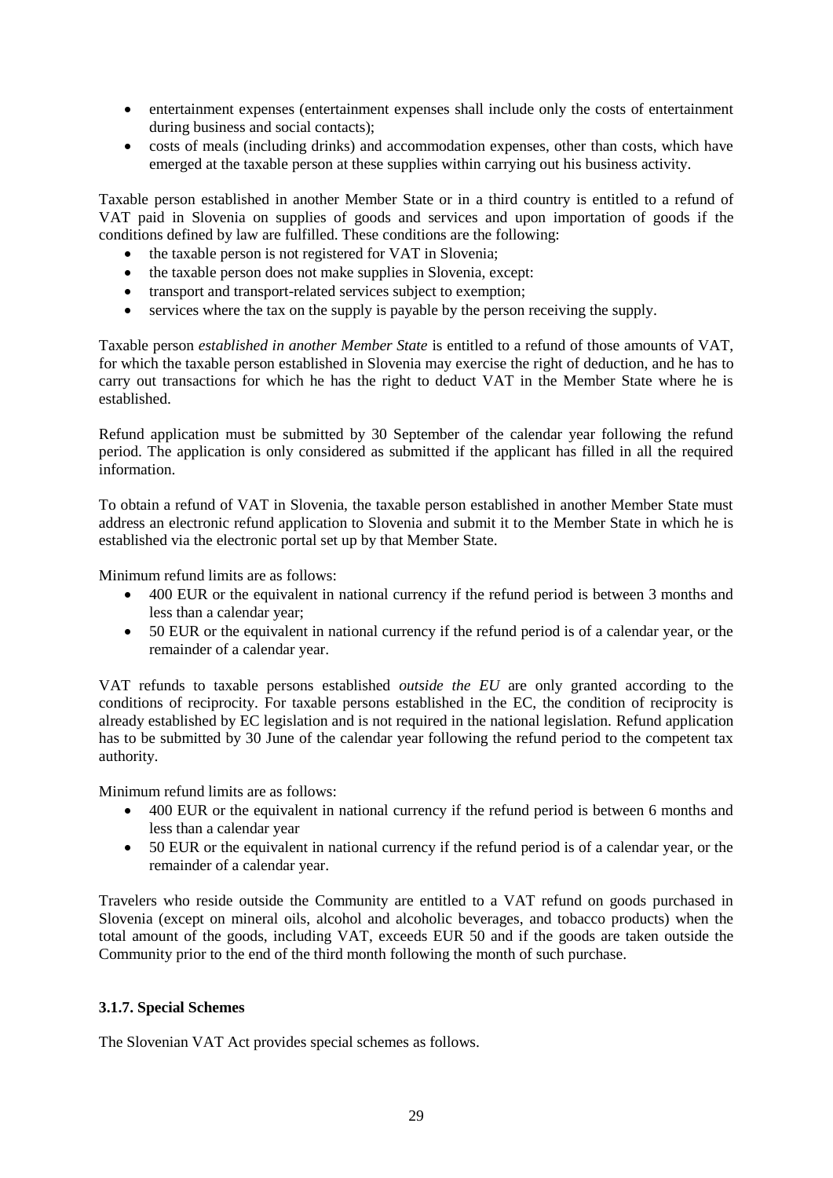- entertainment expenses (entertainment expenses shall include only the costs of entertainment during business and social contacts);
- costs of meals (including drinks) and accommodation expenses, other than costs, which have emerged at the taxable person at these supplies within carrying out his business activity.

Taxable person established in another Member State or in a third country is entitled to a refund of VAT paid in Slovenia on supplies of goods and services and upon importation of goods if the conditions defined by law are fulfilled. These conditions are the following:

- the taxable person is not registered for VAT in Slovenia;
- the taxable person does not make supplies in Slovenia, except:
- transport and transport-related services subject to exemption;
- services where the tax on the supply is payable by the person receiving the supply.

Taxable person *established in another Member State* is entitled to a refund of those amounts of VAT, for which the taxable person established in Slovenia may exercise the right of deduction, and he has to carry out transactions for which he has the right to deduct VAT in the Member State where he is established.

Refund application must be submitted by 30 September of the calendar year following the refund period. The application is only considered as submitted if the applicant has filled in all the required information.

To obtain a refund of VAT in Slovenia, the taxable person established in another Member State must address an electronic refund application to Slovenia and submit it to the Member State in which he is established via the electronic portal set up by that Member State.

Minimum refund limits are as follows:

- 400 EUR or the equivalent in national currency if the refund period is between 3 months and less than a calendar year;
- 50 EUR or the equivalent in national currency if the refund period is of a calendar year, or the remainder of a calendar year.

VAT refunds to taxable persons established *outside the EU* are only granted according to the conditions of reciprocity. For taxable persons established in the EC, the condition of reciprocity is already established by EC legislation and is not required in the national legislation. Refund application has to be submitted by 30 June of the calendar year following the refund period to the competent tax authority.

Minimum refund limits are as follows:

- 400 EUR or the equivalent in national currency if the refund period is between 6 months and less than a calendar year
- 50 EUR or the equivalent in national currency if the refund period is of a calendar year, or the remainder of a calendar year.

Travelers who reside outside the Community are entitled to a VAT refund on goods purchased in Slovenia (except on mineral oils, alcohol and alcoholic beverages, and tobacco products) when the total amount of the goods, including VAT, exceeds EUR 50 and if the goods are taken outside the Community prior to the end of the third month following the month of such purchase.

### 3.1.7. Special Schemes

The Slovenian VAT Act provides special schemes as follows.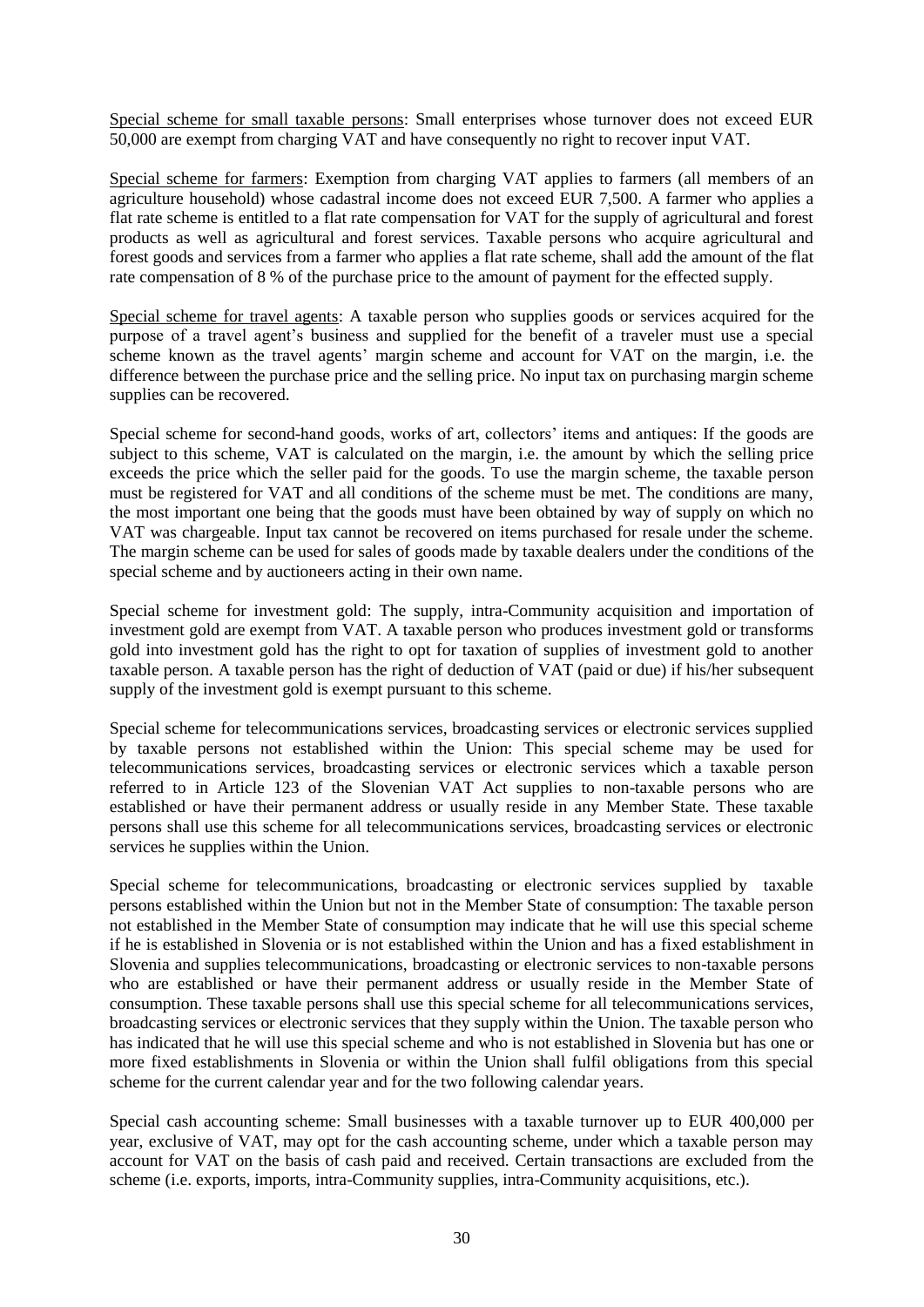Special scheme for small taxable persons: Small enterprises whose turnover does not exceed EUR 50,000 are exempt from charging VAT and have consequently no right to recover input VAT.

Special scheme for farmers: Exemption from charging VAT applies to farmers (all members of an agriculture household) whose cadastral income does not exceed EUR 7,500. A farmer who applies a flat rate scheme is entitled to a flat rate compensation for VAT for the supply of agricultural and forest products as well as agricultural and forest services. Taxable persons who acquire agricultural and forest goods and services from a farmer who applies a flat rate scheme, shall add the amount of the flat rate compensation of 8 % of the purchase price to the amount of payment for the effected supply.

Special scheme for travel agents: A taxable person who supplies goods or services acquired for the purpose of a travel agent's business and supplied for the benefit of a traveler must use a special scheme known as the travel agents' margin scheme and account for VAT on the margin, i.e. the difference between the purchase price and the selling price. No input tax on purchasing margin scheme supplies can be recovered.

Special scheme for second-hand goods, works of art, collectors' items and antiques: If the goods are subject to this scheme, VAT is calculated on the margin, i.e. the amount by which the selling price exceeds the price which the seller paid for the goods. To use the margin scheme, the taxable person must be registered for VAT and all conditions of the scheme must be met. The conditions are many, the most important one being that the goods must have been obtained by way of supply on which no VAT was chargeable. Input tax cannot be recovered on items purchased for resale under the scheme. The margin scheme can be used for sales of goods made by taxable dealers under the conditions of the special scheme and by auctioneers acting in their own name.

Special scheme for investment gold: The supply, intra-Community acquisition and importation of investment gold are exempt from VAT. A taxable person who produces investment gold or transforms gold into investment gold has the right to opt for taxation of supplies of investment gold to another taxable person. A taxable person has the right of deduction of VAT (paid or due) if his/her subsequent supply of the investment gold is exempt pursuant to this scheme.

Special scheme for telecommunications services, broadcasting services or electronic services supplied by taxable persons not established within the Union: This special scheme may be used for telecommunications services, broadcasting services or electronic services which a taxable person referred to in Article 123 of the Slovenian VAT Act supplies to non-taxable persons who are established or have their permanent address or usually reside in any Member State. These taxable persons shall use this scheme for all telecommunications services, broadcasting services or electronic services he supplies within the Union.

Special scheme for telecommunications, broadcasting or electronic services supplied by taxable persons established within the Union but not in the Member State of consumption: The taxable person not established in the Member State of consumption may indicate that he will use this special scheme if he is established in Slovenia or is not established within the Union and has a fixed establishment in Slovenia and supplies telecommunications, broadcasting or electronic services to non-taxable persons who are established or have their permanent address or usually reside in the Member State of consumption. These taxable persons shall use this special scheme for all telecommunications services, broadcasting services or electronic services that they supply within the Union. The taxable person who has indicated that he will use this special scheme and who is not established in Slovenia but has one or more fixed establishments in Slovenia or within the Union shall fulfil obligations from this special scheme for the current calendar year and for the two following calendar years.

Special cash accounting scheme: Small businesses with a taxable turnover up to EUR 400,000 per year, exclusive of VAT, may opt for the cash accounting scheme, under which a taxable person may account for VAT on the basis of cash paid and received. Certain transactions are excluded from the scheme (i.e. exports, imports, intra-Community supplies, intra-Community acquisitions, etc.).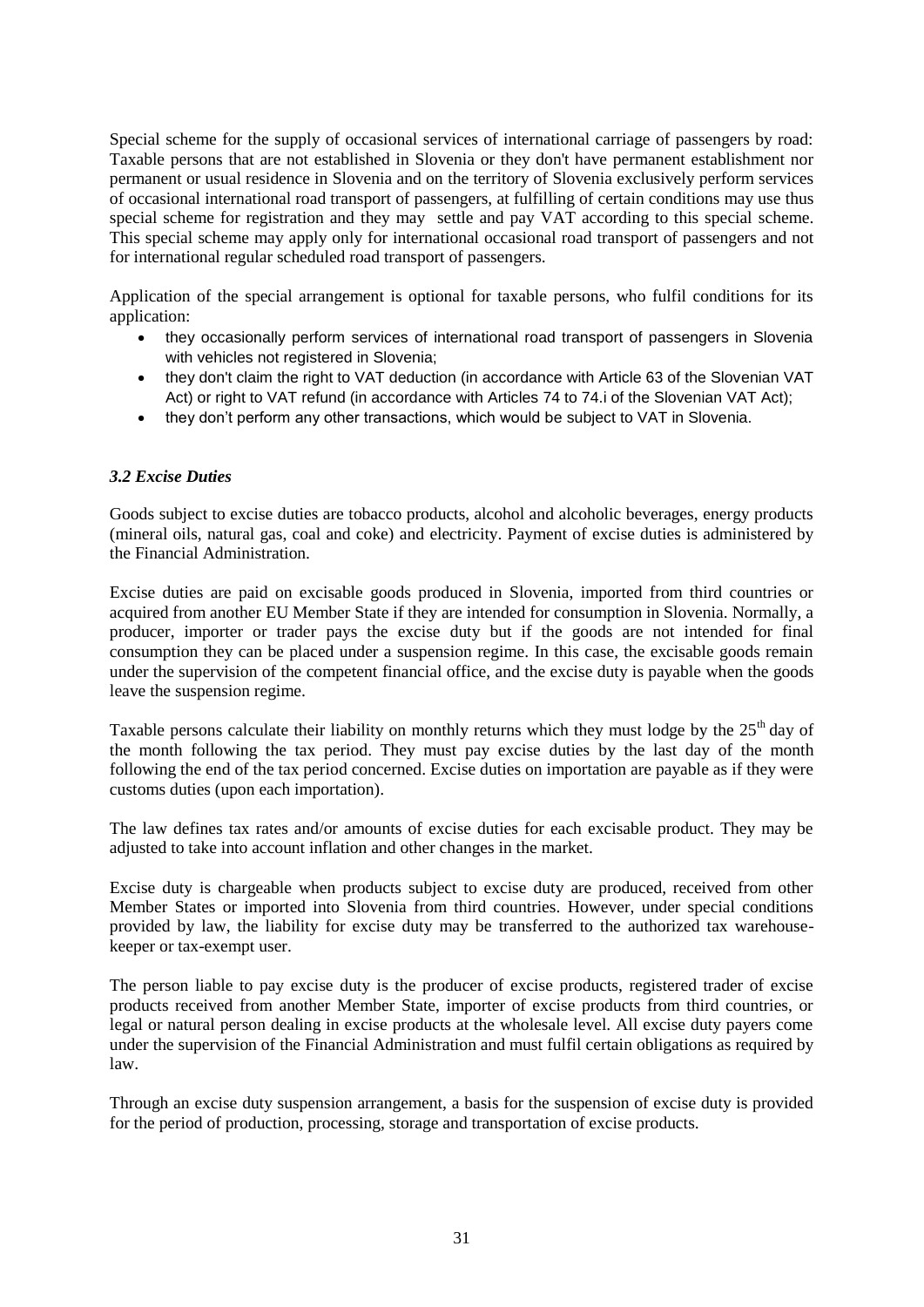Special scheme for the supply of occasional services of international carriage of passengers by road: Taxable persons that are not established in Slovenia or they don't have permanent establishment nor permanent or usual residence in Slovenia and on the territory of Slovenia exclusively perform services of occasional international road transport of passengers, at fulfilling of certain conditions may use thus special scheme for registration and they may settle and pay VAT according to this special scheme. This special scheme may apply only for international occasional road transport of passengers and not for international regular scheduled road transport of passengers.

Application of the special arrangement is optional for taxable persons, who fulfil conditions for its application:

- they occasionally perform services of international road transport of passengers in Slovenia with vehicles not registered in Slovenia;
- they don't claim the right to VAT deduction (in accordance with Article 63 of the Slovenian VAT Act) or right to VAT refund (in accordance with Articles 74 to 74.i of the Slovenian VAT Act);
- they don't perform any other transactions, which would be subject to VAT in Slovenia.

### *3.2 Excise Duties*

Goods subject to excise duties are tobacco products, alcohol and alcoholic beverages, energy products (mineral oils, natural gas, coal and coke) and electricity. Payment of excise duties is administered by the Financial Administration.

Excise duties are paid on excisable goods produced in Slovenia, imported from third countries or acquired from another EU Member State if they are intended for consumption in Slovenia. Normally, a producer, importer or trader pays the excise duty but if the goods are not intended for final consumption they can be placed under a suspension regime. In this case, the excisable goods remain under the supervision of the competent financial office, and the excise duty is payable when the goods leave the suspension regime.

Taxable persons calculate their liability on monthly returns which they must lodge by the 25th day of the month following the tax period. They must pay excise duties by the last day of the month following the end of the tax period concerned. Excise duties on importation are payable as if they were customs duties (upon each importation).

The law defines tax rates and/or amounts of excise duties for each excisable product. They may be adjusted to take into account inflation and other changes in the market.

Excise duty is chargeable when products subject to excise duty are produced, received from other Member States or imported into Slovenia from third countries. However, under special conditions provided by law, the liability for excise duty may be transferred to the authorized tax warehouse-keeper or tax-exempt user.

The person liable to pay excise duty is the producer of excise products, registered trader of excise products received from another Member State, importer of excise products from third countries, or legal or natural person dealing in excise products at the wholesale level. All excise duty payers come under the supervision of the Financial Administration and must fulfil certain obligations as required by law.

Through an excise duty suspension arrangement, a basis for the suspension of excise duty is provided for the period of production, processing, storage and transportation of excise products.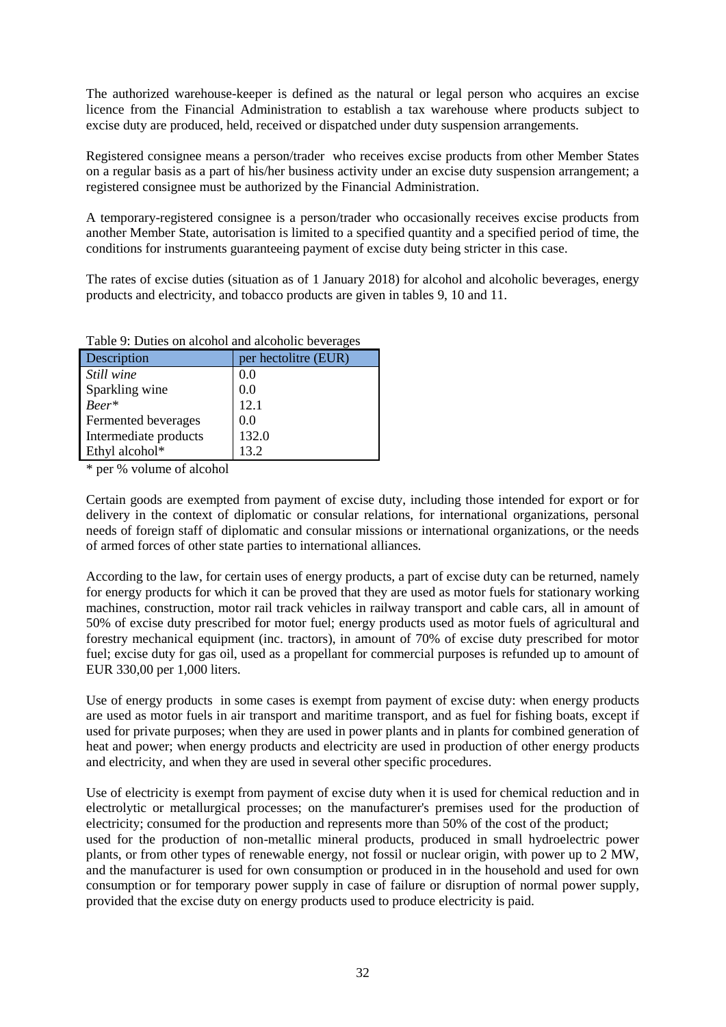The authorized warehouse-keeper is defined as the natural or legal person who acquires an excise licence from the Financial Administration to establish a tax warehouse where products subject to excise duty are produced, held, received or dispatched under duty suspension arrangements.

Registered consignee means a person/trader who receives excise products from other Member States on a regular basis as a part of his/her business activity under an excise duty suspension arrangement; a registered consignee must be authorized by the Financial Administration.

A temporary-registered consignee is a person/trader who occasionally receives excise products from another Member State, autorisation is limited to a specified quantity and a specified period of time, the conditions for instruments guaranteeing payment of excise duty being stricter in this case.

The rates of excise duties (situation as of 1 January 2018) for alcohol and alcoholic beverages, energy products and electricity, and tobacco products are given in tables 9, 10 and 11.

Table 9: Duties on alcohol and alcoholic beverages

| Description | per hectolitre (EUR) |
|---|---|
| *Still wine* | 0.0 |
| Sparkling wine | 0.0 |
| *Beer** | 12.1 |
| Fermented beverages | 0.0 |
| Intermediate products | 132.0 |
| Ethyl alcohol* | 13.2 |

\* per % volume of alcohol

Certain goods are exempted from payment of excise duty, including those intended for export or for delivery in the context of diplomatic or consular relations, for international organizations, personal needs of foreign staff of diplomatic and consular missions or international organizations, or the needs of armed forces of other state parties to international alliances.

According to the law, for certain uses of energy products, a part of excise duty can be returned, namely for energy products for which it can be proved that they are used as motor fuels for stationary working machines, construction, motor rail track vehicles in railway transport and cable cars, all in amount of 50% of excise duty prescribed for motor fuel; energy products used as motor fuels of agricultural and forestry mechanical equipment (inc. tractors), in amount of 70% of excise duty prescribed for motor fuel; excise duty for gas oil, used as a propellant for commercial purposes is refunded up to amount of EUR 330,00 per 1,000 liters.

Use of energy products in some cases is exempt from payment of excise duty: when energy products are used as motor fuels in air transport and maritime transport, and as fuel for fishing boats, except if used for private purposes; when they are used in power plants and in plants for combined generation of heat and power; when energy products and electricity are used in production of other energy products and electricity, and when they are used in several other specific procedures.

Use of electricity is exempt from payment of excise duty when it is used for chemical reduction and in electrolytic or metallurgical processes; on the manufacturer's premises used for the production of electricity; consumed for the production and represents more than 50% of the cost of the product; used for the production of non-metallic mineral products, produced in small hydroelectric power plants, or from other types of renewable energy, not fossil or nuclear origin, with power up to 2 MW, and the manufacturer is used for own consumption or produced in in the household and used for own consumption or for temporary power supply in case of failure or disruption of normal power supply, provided that the excise duty on energy products used to produce electricity is paid.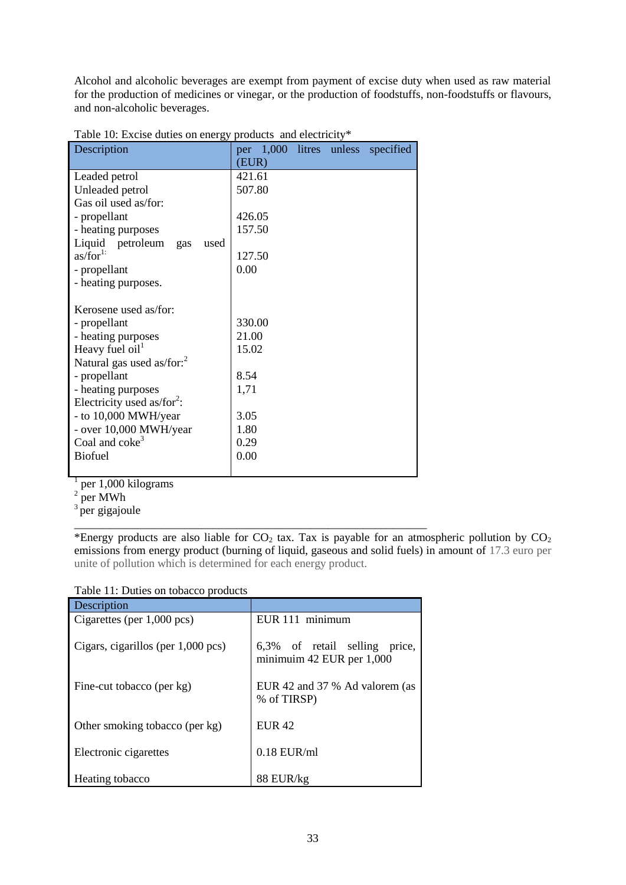Alcohol and alcoholic beverages are exempt from payment of excise duty when used as raw material for the production of medicines or vinegar, or the production of foodstuffs, non-foodstuffs or flavours, and non-alcoholic beverages.

Table 10: Excise duties on energy products and electricity*

| Description | per 1,000 litres unless specified (EUR) |
|---|---|
| Leaded petrol | 421.61 |
| Unleaded petrol | 507.80 |
| Gas oil used as/for: | |
| - propellant | 426.05 |
| - heating purposes | 157.50 |
| Liquid petroleum gas used as/for[1]: | |
| - propellant | 127.50 |
| - heating purposes. | 0.00 |
| Kerosene used as/for: | |
| - propellant | 330.00 |
| - heating purposes | 21.00 |
| Heavy fuel oil[1] | 15.02 |
| Natural gas used as/for:[2] | |
| - propellant | 8.54 |
| - heating purposes | 1,71 |
| Electricity used as/for[2]: | |
| - to 10,000 MWH/year | 3.05 |
| - over 10,000 MWH/year | 1.80 |
| Coal and coke[3] | 0.29 |
| Biofuel | 0.00 |

[1] per 1,000 kilograms
[2] per MWh
[3] per gigajoule

---

*Energy products are also liable for $CO_2$ tax. Tax is payable for an atmospheric pollution by $CO_2$ emissions from energy product (burning of liquid, gaseous and solid fuels) in amount of 17.3 euro per unite of pollution which is determined for each energy product.

Table 11: Duties on tobacco products

| Description | |
|---|---|
| Cigarettes (per 1,000 pcs) | EUR 111 minimum |
| Cigars, cigarillos (per 1,000 pcs) | 6,3% of retail selling price, minimuim 42 EUR per 1,000 |
| Fine-cut tobacco (per kg) | EUR 42 and 37 % Ad valorem (as % of TIRSP) |
| Other smoking tobacco (per kg) | EUR 42 |
| Electronic cigarettes | 0.18 EUR/ml |
| Heating tobacco | 88 EUR/kg |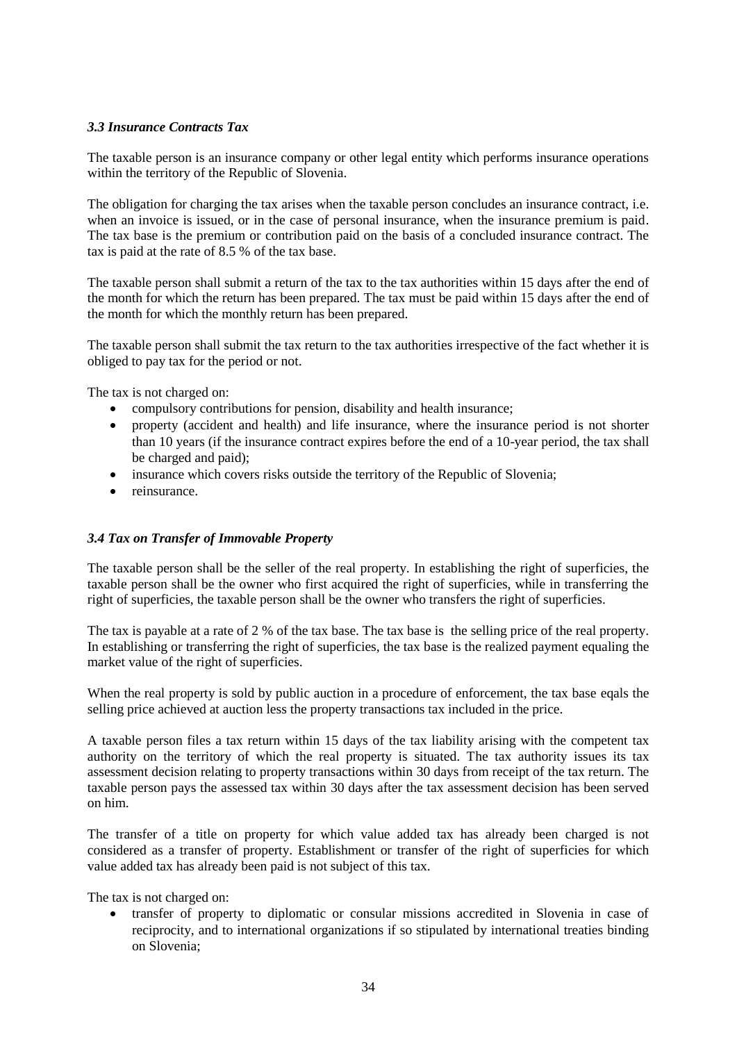### *3.3 Insurance Contracts Tax*

The taxable person is an insurance company or other legal entity which performs insurance operations within the territory of the Republic of Slovenia.

The obligation for charging the tax arises when the taxable person concludes an insurance contract, i.e. when an invoice is issued, or in the case of personal insurance, when the insurance premium is paid. The tax base is the premium or contribution paid on the basis of a concluded insurance contract. The tax is paid at the rate of 8.5 % of the tax base.

The taxable person shall submit a return of the tax to the tax authorities within 15 days after the end of the month for which the return has been prepared. The tax must be paid within 15 days after the end of the month for which the monthly return has been prepared.

The taxable person shall submit the tax return to the tax authorities irrespective of the fact whether it is obliged to pay tax for the period or not.

The tax is not charged on:

- compulsory contributions for pension, disability and health insurance;
- property (accident and health) and life insurance, where the insurance period is not shorter than 10 years (if the insurance contract expires before the end of a 10-year period, the tax shall be charged and paid);
- insurance which covers risks outside the territory of the Republic of Slovenia;
- reinsurance.

### *3.4 Tax on Transfer of Immovable Property*

The taxable person shall be the seller of the real property. In establishing the right of superficies, the taxable person shall be the owner who first acquired the right of superficies, while in transferring the right of superficies, the taxable person shall be the owner who transfers the right of superficies.

The tax is payable at a rate of 2 % of the tax base. The tax base is the selling price of the real property. In establishing or transferring the right of superficies, the tax base is the realized payment equaling the market value of the right of superficies.

When the real property is sold by public auction in a procedure of enforcement, the tax base eqals the selling price achieved at auction less the property transactions tax included in the price.

A taxable person files a tax return within 15 days of the tax liability arising with the competent tax authority on the territory of which the real property is situated. The tax authority issues its tax assessment decision relating to property transactions within 30 days from receipt of the tax return. The taxable person pays the assessed tax within 30 days after the tax assessment decision has been served on him.

The transfer of a title on property for which value added tax has already been charged is not considered as a transfer of property. Establishment or transfer of the right of superficies for which value added tax has already been paid is not subject of this tax.

The tax is not charged on:

- transfer of property to diplomatic or consular missions accredited in Slovenia in case of reciprocity, and to international organizations if so stipulated by international treaties binding on Slovenia;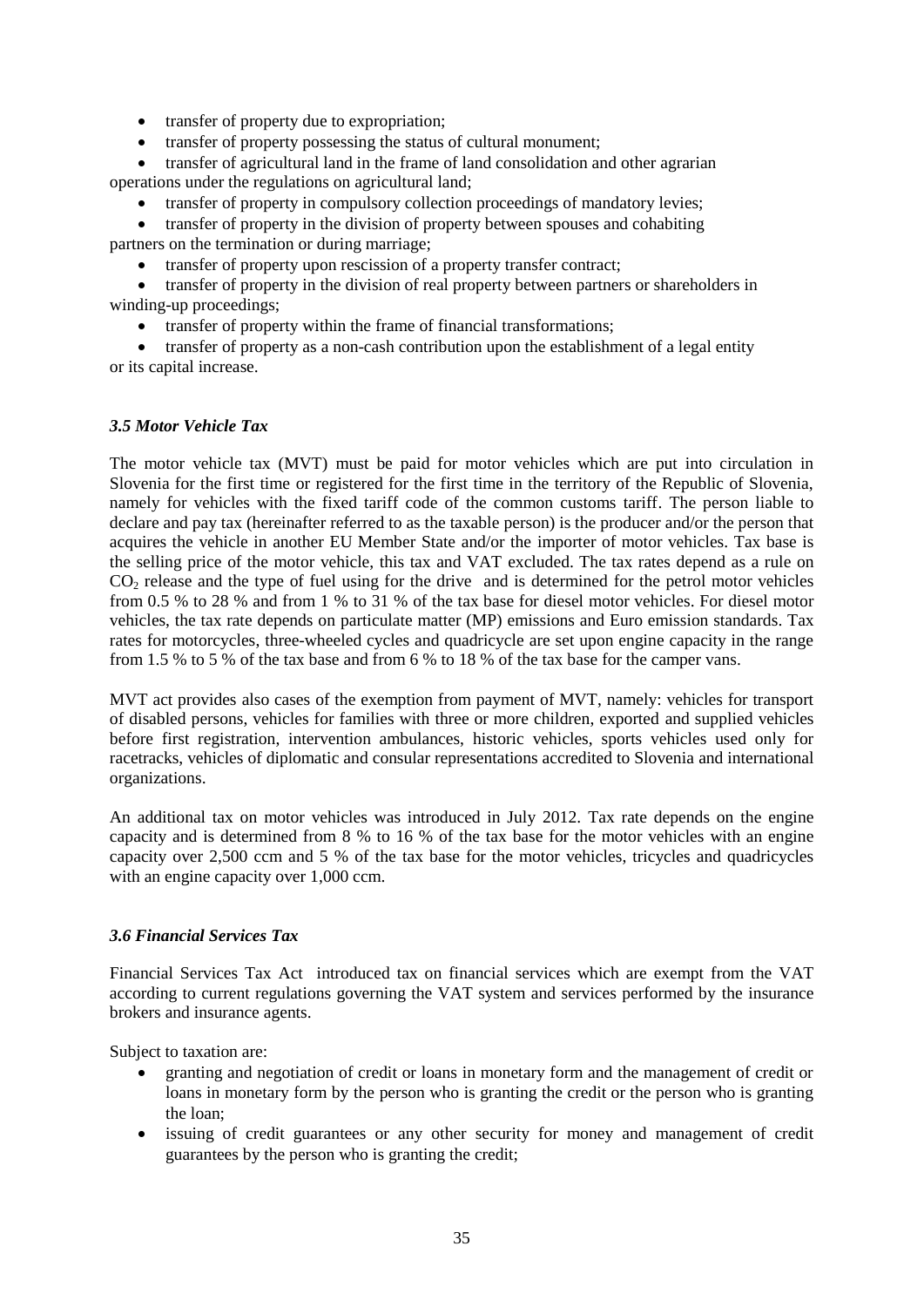- transfer of property due to expropriation;
- transfer of property possessing the status of cultural monument;
- transfer of agricultural land in the frame of land consolidation and other agrarian operations under the regulations on agricultural land;
- transfer of property in compulsory collection proceedings of mandatory levies;
- transfer of property in the division of property between spouses and cohabiting partners on the termination or during marriage;
- transfer of property upon rescission of a property transfer contract;
- transfer of property in the division of real property between partners or shareholders in winding-up proceedings;
- transfer of property within the frame of financial transformations;
- transfer of property as a non-cash contribution upon the establishment of a legal entity or its capital increase.

### *3.5 Motor Vehicle Tax*

The motor vehicle tax (MVT) must be paid for motor vehicles which are put into circulation in Slovenia for the first time or registered for the first time in the territory of the Republic of Slovenia, namely for vehicles with the fixed tariff code of the common customs tariff. The person liable to declare and pay tax (hereinafter referred to as the taxable person) is the producer and/or the person that acquires the vehicle in another EU Member State and/or the importer of motor vehicles. Tax base is the selling price of the motor vehicle, this tax and VAT excluded. The tax rates depend as a rule on $CO_2$ release and the type of fuel using for the drive and is determined for the petrol motor vehicles from 0.5 % to 28 % and from 1 % to 31 % of the tax base for diesel motor vehicles. For diesel motor vehicles, the tax rate depends on particulate matter (MP) emissions and Euro emission standards. Tax rates for motorcycles, three-wheeled cycles and quadricycle are set upon engine capacity in the range from 1.5 % to 5 % of the tax base and from 6 % to 18 % of the tax base for the camper vans.

MVT act provides also cases of the exemption from payment of MVT, namely: vehicles for transport of disabled persons, vehicles for families with three or more children, exported and supplied vehicles before first registration, intervention ambulances, historic vehicles, sports vehicles used only for racetracks, vehicles of diplomatic and consular representations accredited to Slovenia and international organizations.

An additional tax on motor vehicles was introduced in July 2012. Tax rate depends on the engine capacity and is determined from 8 % to 16 % of the tax base for the motor vehicles with an engine capacity over 2,500 ccm and 5 % of the tax base for the motor vehicles, tricycles and quadricycles with an engine capacity over 1,000 ccm.

### *3.6 Financial Services Tax*

Financial Services Tax Act introduced tax on financial services which are exempt from the VAT according to current regulations governing the VAT system and services performed by the insurance brokers and insurance agents.

Subject to taxation are:

- granting and negotiation of credit or loans in monetary form and the management of credit or loans in monetary form by the person who is granting the credit or the person who is granting the loan;
- issuing of credit guarantees or any other security for money and management of credit guarantees by the person who is granting the credit;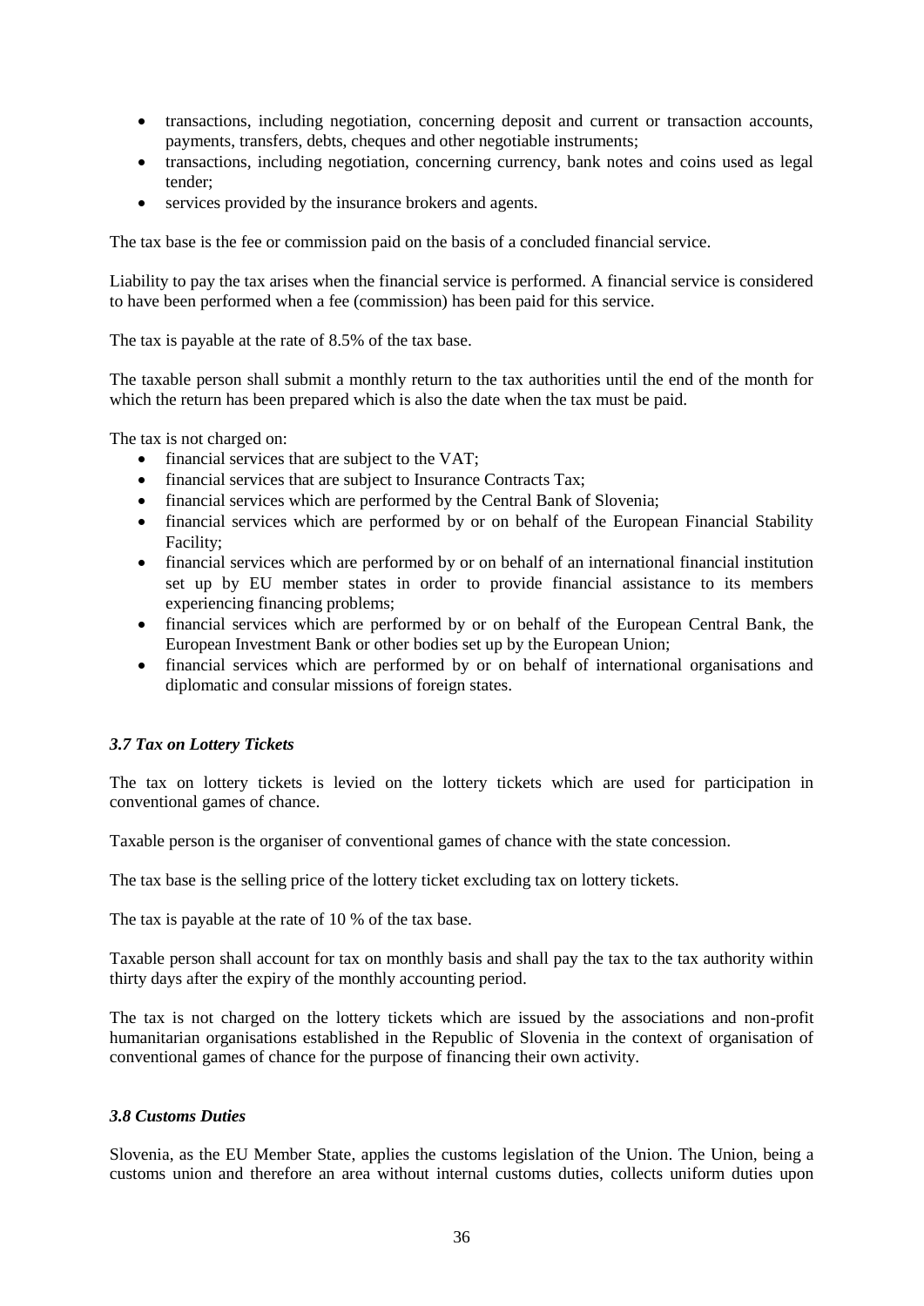- transactions, including negotiation, concerning deposit and current or transaction accounts, payments, transfers, debts, cheques and other negotiable instruments;
- transactions, including negotiation, concerning currency, bank notes and coins used as legal tender;
- services provided by the insurance brokers and agents.

The tax base is the fee or commission paid on the basis of a concluded financial service.

Liability to pay the tax arises when the financial service is performed. A financial service is considered to have been performed when a fee (commission) has been paid for this service.

The tax is payable at the rate of 8.5% of the tax base.

The taxable person shall submit a monthly return to the tax authorities until the end of the month for which the return has been prepared which is also the date when the tax must be paid.

The tax is not charged on:

- financial services that are subject to the VAT;
- financial services that are subject to Insurance Contracts Tax;
- financial services which are performed by the Central Bank of Slovenia;
- financial services which are performed by or on behalf of the European Financial Stability Facility;
- financial services which are performed by or on behalf of an international financial institution set up by EU member states in order to provide financial assistance to its members experiencing financing problems;
- financial services which are performed by or on behalf of the European Central Bank, the European Investment Bank or other bodies set up by the European Union;
- financial services which are performed by or on behalf of international organisations and diplomatic and consular missions of foreign states.

### *3.7 Tax on Lottery Tickets*

The tax on lottery tickets is levied on the lottery tickets which are used for participation in conventional games of chance.

Taxable person is the organiser of conventional games of chance with the state concession.

The tax base is the selling price of the lottery ticket excluding tax on lottery tickets.

The tax is payable at the rate of 10 % of the tax base.

Taxable person shall account for tax on monthly basis and shall pay the tax to the tax authority within thirty days after the expiry of the monthly accounting period.

The tax is not charged on the lottery tickets which are issued by the associations and non-profit humanitarian organisations established in the Republic of Slovenia in the context of organisation of conventional games of chance for the purpose of financing their own activity.

### *3.8 Customs Duties*

Slovenia, as the EU Member State, applies the customs legislation of the Union. The Union, being a customs union and therefore an area without internal customs duties, collects uniform duties upon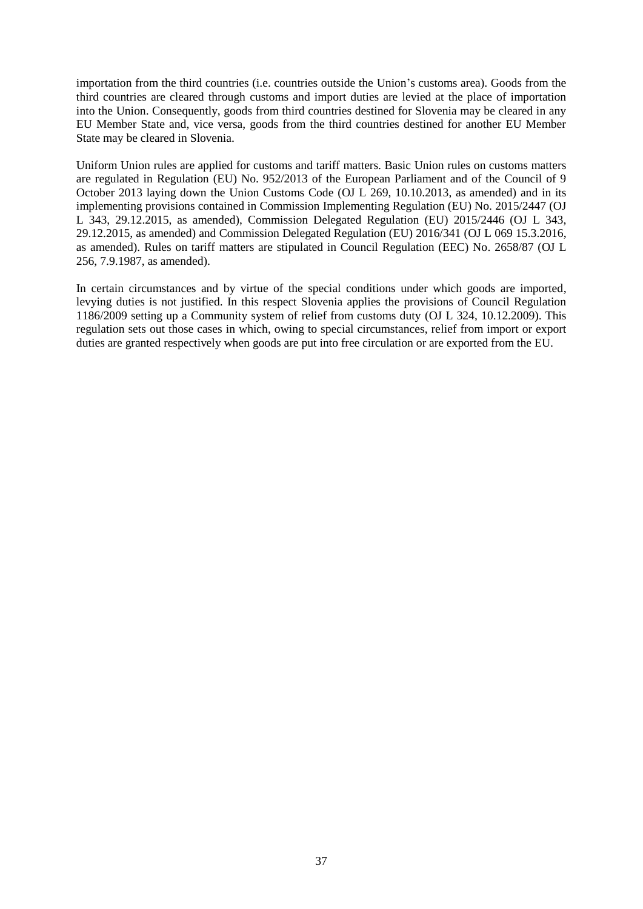importation from the third countries (i.e. countries outside the Union's customs area). Goods from the third countries are cleared through customs and import duties are levied at the place of importation into the Union. Consequently, goods from third countries destined for Slovenia may be cleared in any EU Member State and, vice versa, goods from the third countries destined for another EU Member State may be cleared in Slovenia.

Uniform Union rules are applied for customs and tariff matters. Basic Union rules on customs matters are regulated in Regulation (EU) No. 952/2013 of the European Parliament and of the Council of 9 October 2013 laying down the Union Customs Code (OJ L 269, 10.10.2013, as amended) and in its implementing provisions contained in Commission Implementing Regulation (EU) No. 2015/2447 (OJ L 343, 29.12.2015, as amended), Commission Delegated Regulation (EU) 2015/2446 (OJ L 343, 29.12.2015, as amended) and Commission Delegated Regulation (EU) 2016/341 (OJ L 069 15.3.2016, as amended). Rules on tariff matters are stipulated in Council Regulation (EEC) No. 2658/87 (OJ L 256, 7.9.1987, as amended).

In certain circumstances and by virtue of the special conditions under which goods are imported, levying duties is not justified. In this respect Slovenia applies the provisions of Council Regulation 1186/2009 setting up a Community system of relief from customs duty (OJ L 324, 10.12.2009). This regulation sets out those cases in which, owing to special circumstances, relief from import or export duties are granted respectively when goods are put into free circulation or are exported from the EU.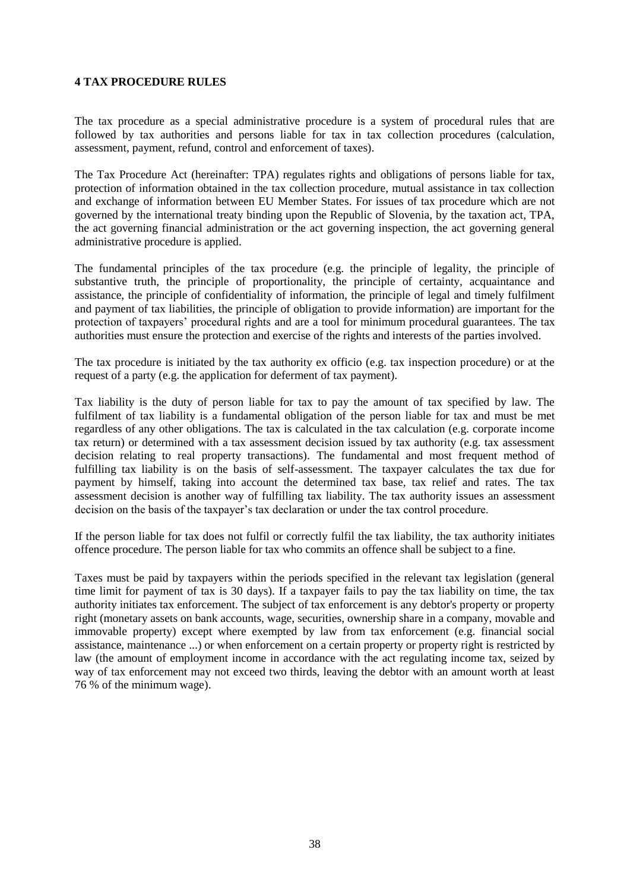# 4 TAX PROCEDURE RULES

The tax procedure as a special administrative procedure is a system of procedural rules that are followed by tax authorities and persons liable for tax in tax collection procedures (calculation, assessment, payment, refund, control and enforcement of taxes).

The Tax Procedure Act (hereinafter: TPA) regulates rights and obligations of persons liable for tax, protection of information obtained in the tax collection procedure, mutual assistance in tax collection and exchange of information between EU Member States. For issues of tax procedure which are not governed by the international treaty binding upon the Republic of Slovenia, by the taxation act, TPA, the act governing financial administration or the act governing inspection, the act governing general administrative procedure is applied.

The fundamental principles of the tax procedure (e.g. the principle of legality, the principle of substantive truth, the principle of proportionality, the principle of certainty, acquaintance and assistance, the principle of confidentiality of information, the principle of legal and timely fulfilment and payment of tax liabilities, the principle of obligation to provide information) are important for the protection of taxpayers' procedural rights and are a tool for minimum procedural guarantees. The tax authorities must ensure the protection and exercise of the rights and interests of the parties involved.

The tax procedure is initiated by the tax authority ex officio (e.g. tax inspection procedure) or at the request of a party (e.g. the application for deferment of tax payment).

Tax liability is the duty of person liable for tax to pay the amount of tax specified by law. The fulfilment of tax liability is a fundamental obligation of the person liable for tax and must be met regardless of any other obligations. The tax is calculated in the tax calculation (e.g. corporate income tax return) or determined with a tax assessment decision issued by tax authority (e.g. tax assessment decision relating to real property transactions). The fundamental and most frequent method of fulfilling tax liability is on the basis of self-assessment. The taxpayer calculates the tax due for payment by himself, taking into account the determined tax base, tax relief and rates. The tax assessment decision is another way of fulfilling tax liability. The tax authority issues an assessment decision on the basis of the taxpayer's tax declaration or under the tax control procedure.

If the person liable for tax does not fulfil or correctly fulfil the tax liability, the tax authority initiates offence procedure. The person liable for tax who commits an offence shall be subject to a fine.

Taxes must be paid by taxpayers within the periods specified in the relevant tax legislation (general time limit for payment of tax is 30 days). If a taxpayer fails to pay the tax liability on time, the tax authority initiates tax enforcement. The subject of tax enforcement is any debtor's property or property right (monetary assets on bank accounts, wage, securities, ownership share in a company, movable and immovable property) except where exempted by law from tax enforcement (e.g. financial social assistance, maintenance ...) or when enforcement on a certain property or property right is restricted by law (the amount of employment income in accordance with the act regulating income tax, seized by way of tax enforcement may not exceed two thirds, leaving the debtor with an amount worth at least 76 % of the minimum wage).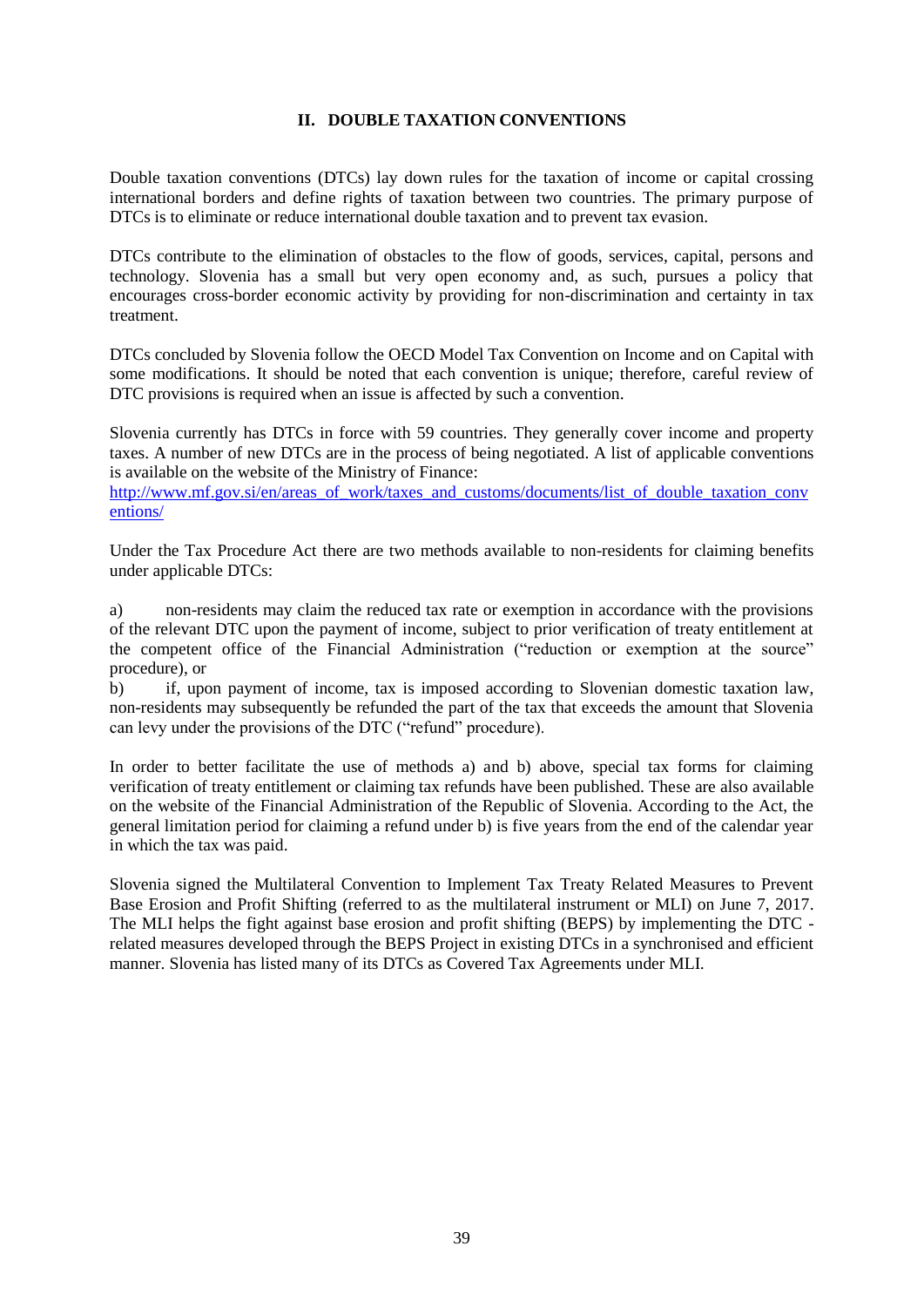## II. DOUBLE TAXATION CONVENTIONS

Double taxation conventions (DTCs) lay down rules for the taxation of income or capital crossing international borders and define rights of taxation between two countries. The primary purpose of DTCs is to eliminate or reduce international double taxation and to prevent tax evasion.

DTCs contribute to the elimination of obstacles to the flow of goods, services, capital, persons and technology. Slovenia has a small but very open economy and, as such, pursues a policy that encourages cross-border economic activity by providing for non-discrimination and certainty in tax treatment.

DTCs concluded by Slovenia follow the OECD Model Tax Convention on Income and on Capital with some modifications. It should be noted that each convention is unique; therefore, careful review of DTC provisions is required when an issue is affected by such a convention.

Slovenia currently has DTCs in force with 59 countries. They generally cover income and property taxes. A number of new DTCs are in the process of being negotiated. A list of applicable conventions is available on the website of the Ministry of Finance:
[http://www.mf.gov.si/en/areas_of_work/taxes_and_customs/documents/list_of_double_taxation_conventions/](http://www.mf.gov.si/en/areas_of_work/taxes_and_customs/documents/list_of_double_taxation_conventions/)

Under the Tax Procedure Act there are two methods available to non-residents for claiming benefits under applicable DTCs:

a) non-residents may claim the reduced tax rate or exemption in accordance with the provisions of the relevant DTC upon the payment of income, subject to prior verification of treaty entitlement at the competent office of the Financial Administration ("reduction or exemption at the source" procedure), or

b) if, upon payment of income, tax is imposed according to Slovenian domestic taxation law, non-residents may subsequently be refunded the part of the tax that exceeds the amount that Slovenia can levy under the provisions of the DTC ("refund" procedure).

In order to better facilitate the use of methods a) and b) above, special tax forms for claiming verification of treaty entitlement or claiming tax refunds have been published. These are also available on the website of the Financial Administration of the Republic of Slovenia. According to the Act, the general limitation period for claiming a refund under b) is five years from the end of the calendar year in which the tax was paid.

Slovenia signed the Multilateral Convention to Implement Tax Treaty Related Measures to Prevent Base Erosion and Profit Shifting (referred to as the multilateral instrument or MLI) on June 7, 2017. The MLI helps the fight against base erosion and profit shifting (BEPS) by implementing the DTC - related measures developed through the BEPS Project in existing DTCs in a synchronised and efficient manner. Slovenia has listed many of its DTCs as Covered Tax Agreements under MLI.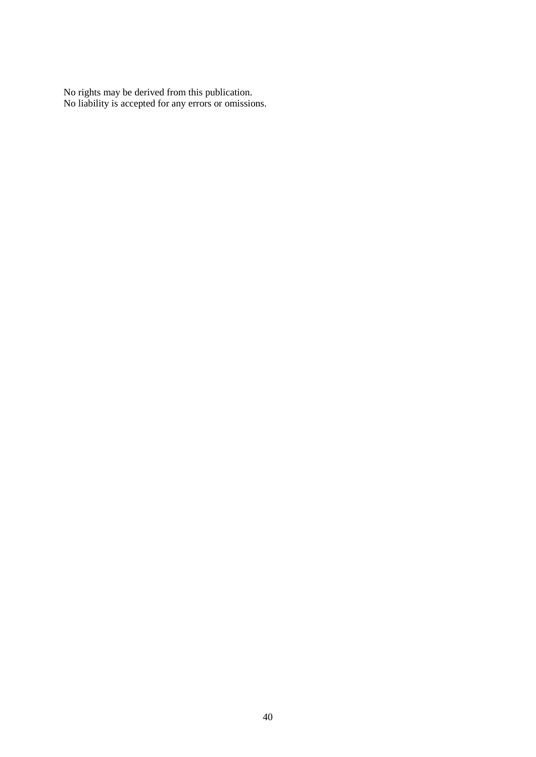No rights may be derived from this publication.
No liability is accepted for any errors or omissions.